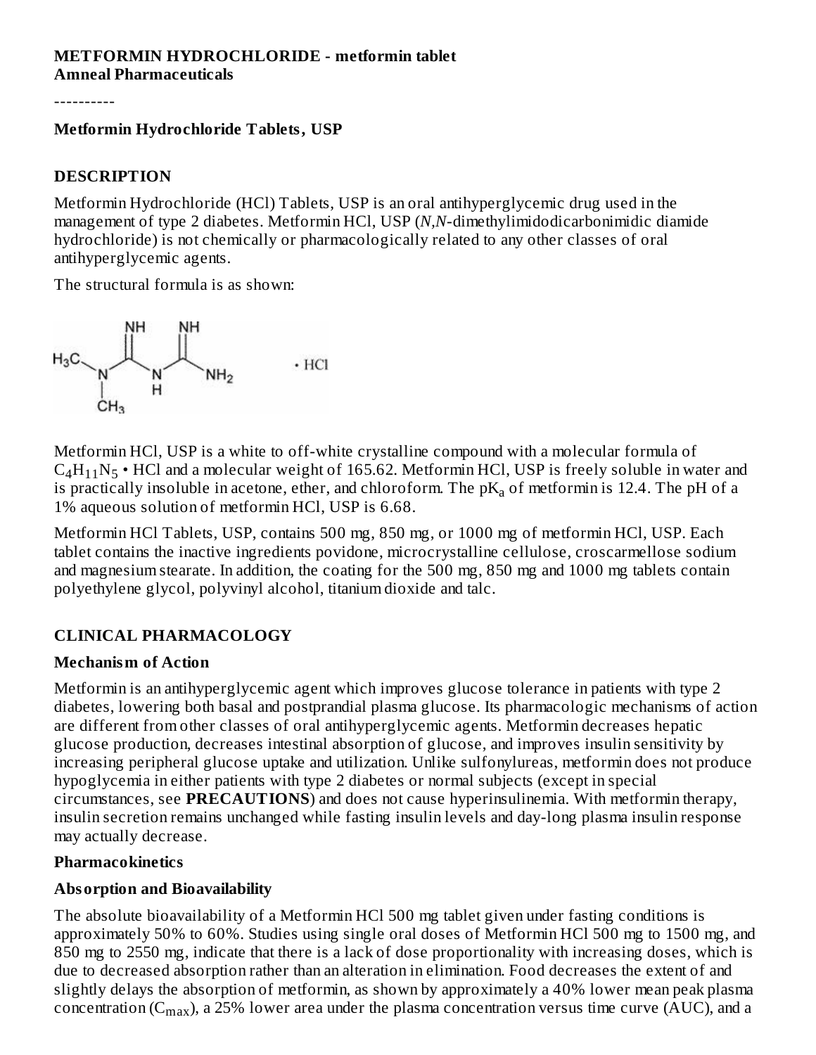**METFORMIN HYDROCHLORIDE - metformin tablet**
**Amneal Pharmaceuticals**

----------

**Metformin Hydrochloride Tablets, USP**

## DESCRIPTION

Metformin Hydrochloride (HCl) Tablets, USP is an oral antihyperglycemic drug used in the management of type 2 diabetes. Metformin HCl, USP (*N,N*-dimethylimidodicarbonimidic diamide hydrochloride) is not chemically or pharmacologically related to any other classes of oral antihyperglycemic agents.

The structural formula is as shown:

Metformin HCl, USP is a white to off-white crystalline compound with a molecular formula of $C_4H_{11}N_5$ • HCl and a molecular weight of 165.62. Metformin HCl, USP is freely soluble in water and is practically insoluble in acetone, ether, and chloroform. The $pK_a$ of metformin is 12.4. The pH of a 1% aqueous solution of metformin HCl, USP is 6.68.

Metformin HCl Tablets, USP, contains 500 mg, 850 mg, or 1000 mg of metformin HCl, USP. Each tablet contains the inactive ingredients povidone, microcrystalline cellulose, croscarmellose sodium and magnesium stearate. In addition, the coating for the 500 mg, 850 mg and 1000 mg tablets contain polyethylene glycol, polyvinyl alcohol, titanium dioxide and talc.

## CLINICAL PHARMACOLOGY

### Mechanism of Action

Metformin is an antihyperglycemic agent which improves glucose tolerance in patients with type 2 diabetes, lowering both basal and postprandial plasma glucose. Its pharmacologic mechanisms of action are different from other classes of oral antihyperglycemic agents. Metformin decreases hepatic glucose production, decreases intestinal absorption of glucose, and improves insulin sensitivity by increasing peripheral glucose uptake and utilization. Unlike sulfonylureas, metformin does not produce hypoglycemia in either patients with type 2 diabetes or normal subjects (except in special circumstances, see **PRECAUTIONS**) and does not cause hyperinsulinemia. With metformin therapy, insulin secretion remains unchanged while fasting insulin levels and day-long plasma insulin response may actually decrease.

### Pharmacokinetics

### Absorption and Bioavailability

The absolute bioavailability of a Metformin HCl 500 mg tablet given under fasting conditions is approximately 50% to 60%. Studies using single oral doses of Metformin HCl 500 mg to 1500 mg, and 850 mg to 2550 mg, indicate that there is a lack of dose proportionality with increasing doses, which is due to decreased absorption rather than an alteration in elimination. Food decreases the extent of and slightly delays the absorption of metformin, as shown by approximately a 40% lower mean peak plasma concentration ($C_{max}$), a 25% lower area under the plasma concentration versus time curve (AUC), and a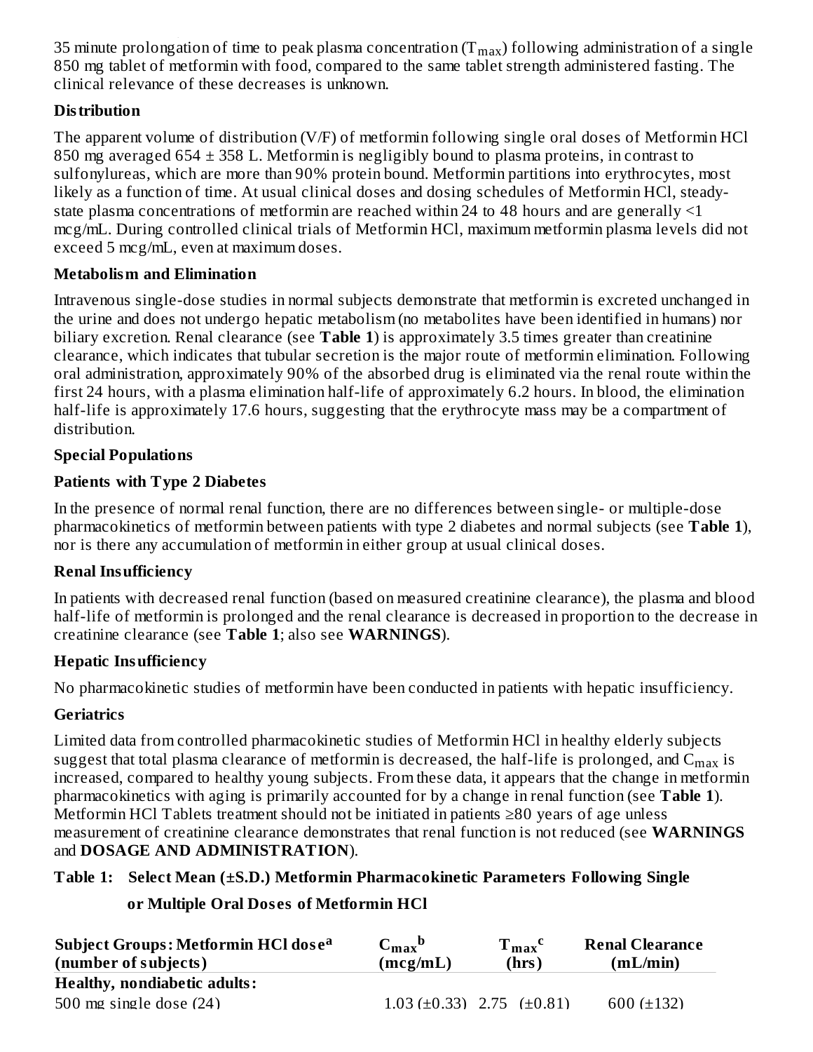35 minute prolongation of time to peak plasma concentration ($T_{max}$) following administration of a single 850 mg tablet of metformin with food, compared to the same tablet strength administered fasting. The clinical relevance of these decreases is unknown.

**Distribution**

The apparent volume of distribution (V/F) of metformin following single oral doses of Metformin HCl 850 mg averaged 654 ± 358 L. Metformin is negligibly bound to plasma proteins, in contrast to sulfonylureas, which are more than 90% protein bound. Metformin partitions into erythrocytes, most likely as a function of time. At usual clinical doses and dosing schedules of Metformin HCl, steady-state plasma concentrations of metformin are reached within 24 to 48 hours and are generally <1 mcg/mL. During controlled clinical trials of Metformin HCl, maximum metformin plasma levels did not exceed 5 mcg/mL, even at maximum doses.

**Metabolism and Elimination**

Intravenous single-dose studies in normal subjects demonstrate that metformin is excreted unchanged in the urine and does not undergo hepatic metabolism (no metabolites have been identified in humans) nor biliary excretion. Renal clearance (see **Table 1**) is approximately 3.5 times greater than creatinine clearance, which indicates that tubular secretion is the major route of metformin elimination. Following oral administration, approximately 90% of the absorbed drug is eliminated via the renal route within the first 24 hours, with a plasma elimination half-life of approximately 6.2 hours. In blood, the elimination half-life is approximately 17.6 hours, suggesting that the erythrocyte mass may be a compartment of distribution.

**Special Populations**

**Patients with Type 2 Diabetes**

In the presence of normal renal function, there are no differences between single- or multiple-dose pharmacokinetics of metformin between patients with type 2 diabetes and normal subjects (see **Table 1**), nor is there any accumulation of metformin in either group at usual clinical doses.

**Renal Insufficiency**

In patients with decreased renal function (based on measured creatinine clearance), the plasma and blood half-life of metformin is prolonged and the renal clearance is decreased in proportion to the decrease in creatinine clearance (see **Table 1**; also see **WARNINGS**).

**Hepatic Insufficiency**

No pharmacokinetic studies of metformin have been conducted in patients with hepatic insufficiency.

**Geriatrics**

Limited data from controlled pharmacokinetic studies of Metformin HCl in healthy elderly subjects suggest that total plasma clearance of metformin is decreased, the half-life is prolonged, and $C_{max}$ is increased, compared to healthy young subjects. From these data, it appears that the change in metformin pharmacokinetics with aging is primarily accounted for by a change in renal function (see **Table 1**). Metformin HCl Tablets treatment should not be initiated in patients ≥80 years of age unless measurement of creatinine clearance demonstrates that renal function is not reduced (see **WARNINGS** and **DOSAGE AND ADMINISTRATION**).

**Table 1: Select Mean (±S.D.) Metformin Pharmacokinetic Parameters Following Single or Multiple Oral Doses of Metformin HCl**

| Subject Groups: Metformin HCl dose[a] (number of subjects) | $C_{max}$[b] (mcg/mL) | $T_{max}$[c] (hrs) | Renal Clearance (mL/min) |
|---|---|---|---|
| **Healthy, nondiabetic adults:** | | | |
| 500 mg single dose (24) | 1.03 (±0.33) | 2.75 (±0.81) | 600 (±132) |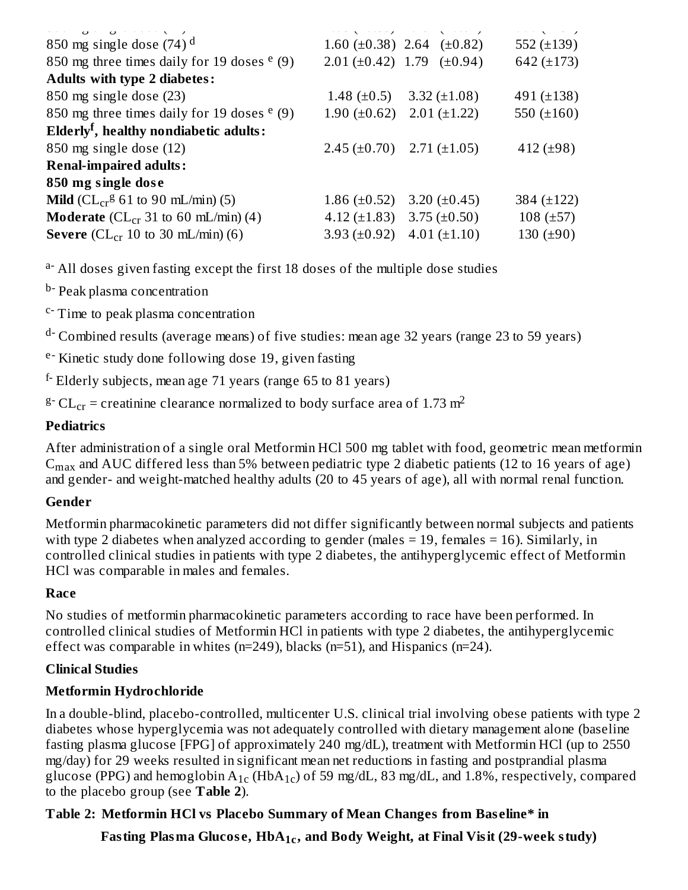| | | | |
|---|---|---|---|
| 850 mg single dose (74) [d] | 1.60 (±0.38) | 2.64 (±0.82) | 552 (±139) |
| 850 mg three times daily for 19 doses [e] (9) | 2.01 (±0.42) | 1.79 (±0.94) | 642 (±173) |
| **Adults with type 2 diabetes:** | | | |
| 850 mg single dose (23) | 1.48 (±0.5) | 3.32 (±1.08) | 491 (±138) |
| 850 mg three times daily for 19 doses [e] (9) | 1.90 (±0.62) | 2.01 (±1.22) | 550 (±160) |
| **Elderly[f], healthy nondiabetic adults:** | | | |
| 850 mg single dose (12) | 2.45 (±0.70) | 2.71 (±1.05) | 412 (±98) |
| **Renal-impaired adults:** | | | |
| **850 mg single dose** | | | |
| **Mild** ($CL_{cr}$[g] 61 to 90 mL/min) (5) | 1.86 (±0.52) | 3.20 (±0.45) | 384 (±122) |
| **Moderate** ($CL_{cr}$ 31 to 60 mL/min) (4) | 4.12 (±1.83) | 3.75 (±0.50) | 108 (±57) |
| **Severe** ($CL_{cr}$ 10 to 30 mL/min) (6) | 3.93 (±0.92) | 4.01 (±1.10) | 130 (±90) |

a- All doses given fasting except the first 18 doses of the multiple dose studies

b- Peak plasma concentration

c- Time to peak plasma concentration

d- Combined results (average means) of five studies: mean age 32 years (range 23 to 59 years)

e- Kinetic study done following dose 19, given fasting

f- Elderly subjects, mean age 71 years (range 65 to 81 years)

g- $CL_{cr}$ = creatinine clearance normalized to body surface area of 1.73 $m^2$

**Pediatrics**

After administration of a single oral Metformin HCl 500 mg tablet with food, geometric mean metformin $C_{max}$ and AUC differed less than 5% between pediatric type 2 diabetic patients (12 to 16 years of age) and gender- and weight-matched healthy adults (20 to 45 years of age), all with normal renal function.

**Gender**

Metformin pharmacokinetic parameters did not differ significantly between normal subjects and patients with type 2 diabetes when analyzed according to gender (males = 19, females = 16). Similarly, in controlled clinical studies in patients with type 2 diabetes, the antihyperglycemic effect of Metformin HCl was comparable in males and females.

**Race**

No studies of metformin pharmacokinetic parameters according to race have been performed. In controlled clinical studies of Metformin HCl in patients with type 2 diabetes, the antihyperglycemic effect was comparable in whites (n=249), blacks (n=51), and Hispanics (n=24).

**Clinical Studies**

**Metformin Hydrochloride**

In a double-blind, placebo-controlled, multicenter U.S. clinical trial involving obese patients with type 2 diabetes whose hyperglycemia was not adequately controlled with dietary management alone (baseline fasting plasma glucose [FPG] of approximately 240 mg/dL), treatment with Metformin HCl (up to 2550 mg/day) for 29 weeks resulted in significant mean net reductions in fasting and postprandial plasma glucose (PPG) and hemoglobin $A_{1c}$ ($HbA_{1c}$) of 59 mg/dL, 83 mg/dL, and 1.8%, respectively, compared to the placebo group (see **Table 2**).

**Table 2: Metformin HCl vs Placebo Summary of Mean Changes from Baseline\* in Fasting Plasma Glucose, $HbA_{1c}$, and Body Weight, at Final Visit (29-week study)**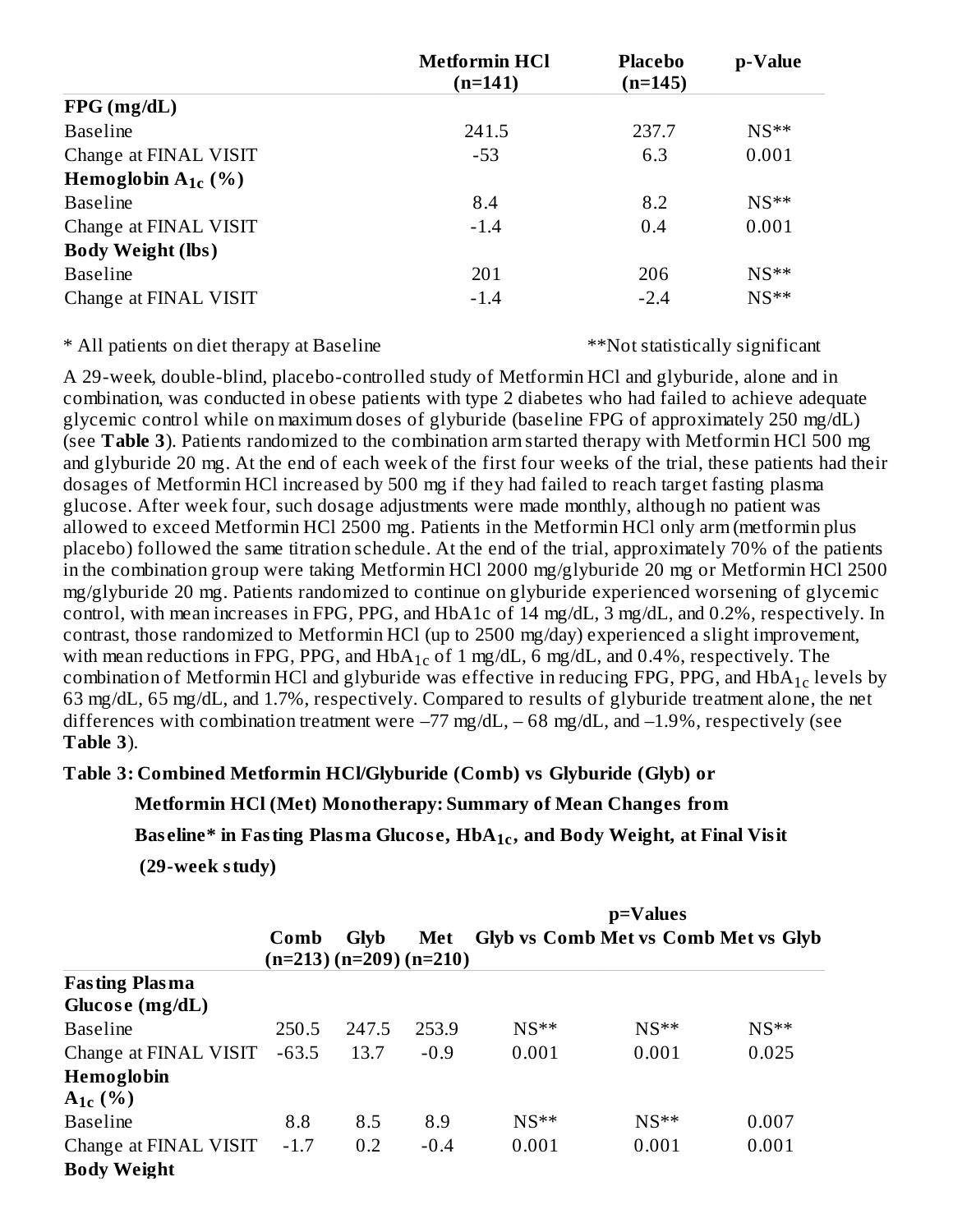| | Metformin HCl (n=141) | Placebo (n=145) | p-Value |
|---|---|---|---|
| **FPG (mg/dL)** | | | |
| Baseline | 241.5 | 237.7 | NS** |
| Change at FINAL VISIT | -53 | 6.3 | 0.001 |
| **Hemoglobin $A_{1c}$ (%)** | | | |
| Baseline | 8.4 | 8.2 | NS** |
| Change at FINAL VISIT | -1.4 | 0.4 | 0.001 |
| **Body Weight (lbs)** | | | |
| Baseline | 201 | 206 | NS** |
| Change at FINAL VISIT | -1.4 | -2.4 | NS** |

* All patients on diet therapy at Baseline **Not statistically significant

A 29-week, double-blind, placebo-controlled study of Metformin HCl and glyburide, alone and in combination, was conducted in obese patients with type 2 diabetes who had failed to achieve adequate glycemic control while on maximum doses of glyburide (baseline FPG of approximately 250 mg/dL) (see **Table 3**). Patients randomized to the combination arm started therapy with Metformin HCl 500 mg and glyburide 20 mg. At the end of each week of the first four weeks of the trial, these patients had their dosages of Metformin HCl increased by 500 mg if they had failed to reach target fasting plasma glucose. After week four, such dosage adjustments were made monthly, although no patient was allowed to exceed Metformin HCl 2500 mg. Patients in the Metformin HCl only arm (metformin plus placebo) followed the same titration schedule. At the end of the trial, approximately 70% of the patients in the combination group were taking Metformin HCl 2000 mg/glyburide 20 mg or Metformin HCl 2500 mg/glyburide 20 mg. Patients randomized to continue on glyburide experienced worsening of glycemic control, with mean increases in FPG, PPG, and HbA1c of 14 mg/dL, 3 mg/dL, and 0.2%, respectively. In contrast, those randomized to Metformin HCl (up to 2500 mg/day) experienced a slight improvement, with mean reductions in FPG, PPG, and $HbA_{1c}$ of 1 mg/dL, 6 mg/dL, and 0.4%, respectively. The combination of Metformin HCl and glyburide was effective in reducing FPG, PPG, and $HbA_{1c}$ levels by 63 mg/dL, 65 mg/dL, and 1.7%, respectively. Compared to results of glyburide treatment alone, the net differences with combination treatment were –77 mg/dL, – 68 mg/dL, and –1.9%, respectively (see **Table 3**).

**Table 3: Combined Metformin HCl/Glyburide (Comb) vs Glyburide (Glyb) or Metformin HCl (Met) Monotherapy: Summary of Mean Changes from Baseline* in Fasting Plasma Glucose, $HbA_{1c}$, and Body Weight, at Final Visit (29-week study)**

| | Comb (n=213) | Glyb (n=209) | Met (n=210) | p=Values Glyb vs Comb | Met vs Comb | Met vs Glyb |
|---|---|---|---|---|---|---|
| **Fasting Plasma Glucose (mg/dL)** | | | | | | |
| Baseline | 250.5 | 247.5 | 253.9 | NS** | NS** | NS** |
| Change at FINAL VISIT | -63.5 | 13.7 | -0.9 | 0.001 | 0.001 | 0.025 |
| **Hemoglobin $A_{1c}$ (%)** | | | | | | |
| Baseline | 8.8 | 8.5 | 8.9 | NS** | NS** | 0.007 |
| Change at FINAL VISIT | -1.7 | 0.2 | -0.4 | 0.001 | 0.001 | 0.001 |
| **Body Weight** | | | | | | |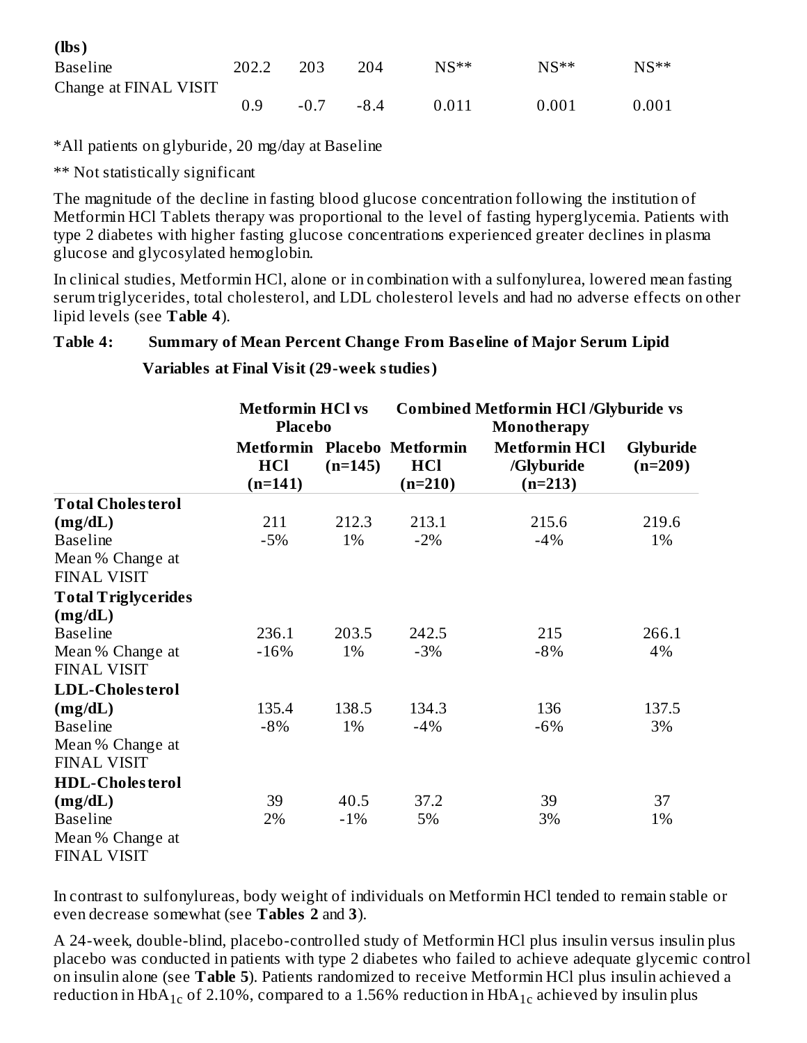| (lbs) | | | | | | |
|---|---|---|---|---|---|---|
| Baseline | 202.2 | 203 | 204 | NS** | NS** | NS** |
| Change at FINAL VISIT | 0.9 | -0.7 | -8.4 | 0.011 | 0.001 | 0.001 |

*All patients on glyburide, 20 mg/day at Baseline

** Not statistically significant

The magnitude of the decline in fasting blood glucose concentration following the institution of Metformin HCl Tablets therapy was proportional to the level of fasting hyperglycemia. Patients with type 2 diabetes with higher fasting glucose concentrations experienced greater declines in plasma glucose and glycosylated hemoglobin.

In clinical studies, Metformin HCl, alone or in combination with a sulfonylurea, lowered mean fasting serum triglycerides, total cholesterol, and LDL cholesterol levels and had no adverse effects on other lipid levels (see **Table 4**).

**Table 4: Summary of Mean Percent Change From Baseline of Major Serum Lipid Variables at Final Visit (29-week studies)**

| | Metformin HCl vs Placebo | | Combined Metformin HCl /Glyburide vs Monotherapy | | |
|---|---|---|---|---|---|
| | Metformin HCl (n=141) | Placebo (n=145) | Metformin HCl (n=210) | Metformin HCl /Glyburide (n=213) | Glyburide (n=209) |
| **Total Cholesterol (mg/dL)** | | | | | |
| Baseline | 211 | 212.3 | 213.1 | 215.6 | 219.6 |
| Mean % Change at FINAL VISIT | -5% | 1% | -2% | -4% | 1% |
| **Total Triglycerides (mg/dL)** | | | | | |
| Baseline | 236.1 | 203.5 | 242.5 | 215 | 266.1 |
| Mean % Change at FINAL VISIT | -16% | 1% | -3% | -8% | 4% |
| **LDL-Cholesterol (mg/dL)** | | | | | |
| Baseline | 135.4 | 138.5 | 134.3 | 136 | 137.5 |
| Mean % Change at FINAL VISIT | -8% | 1% | -4% | -6% | 3% |
| **HDL-Cholesterol (mg/dL)** | | | | | |
| Baseline | 39 | 40.5 | 37.2 | 39 | 37 |
| Mean % Change at FINAL VISIT | 2% | -1% | 5% | 3% | 1% |

In contrast to sulfonylureas, body weight of individuals on Metformin HCl tended to remain stable or even decrease somewhat (see **Tables 2** and **3**).

A 24-week, double-blind, placebo-controlled study of Metformin HCl plus insulin versus insulin plus placebo was conducted in patients with type 2 diabetes who failed to achieve adequate glycemic control on insulin alone (see **Table 5**). Patients randomized to receive Metformin HCl plus insulin achieved a reduction in $HbA_{1c}$ of 2.10%, compared to a 1.56% reduction in $HbA_{1c}$ achieved by insulin plus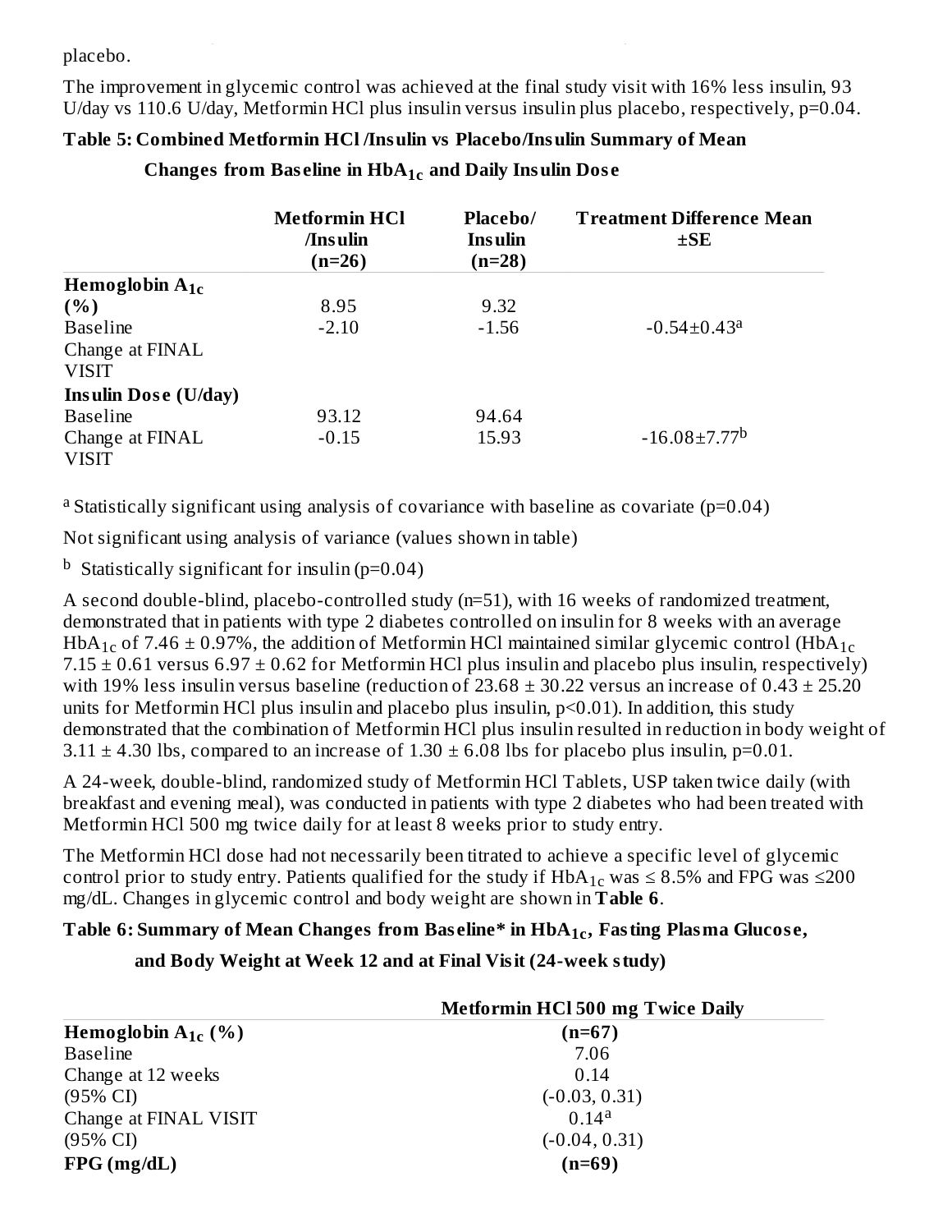placebo.

The improvement in glycemic control was achieved at the final study visit with 16% less insulin, 93 U/day vs 110.6 U/day, Metformin HCl plus insulin versus insulin plus placebo, respectively, p=0.04.

**Table 5: Combined Metformin HCl /Insulin vs Placebo/Insulin Summary of Mean Changes from Baseline in $HbA_{1c}$ and Daily Insulin Dose**

| | Metformin HCl /Insulin (n=26) | Placebo/ Insulin (n=28) | Treatment Difference Mean ±SE |
|---|---|---|---|
| **Hemoglobin $A_{1c}$ (%)** | | | |
| Baseline | 8.95 | 9.32 | |
| Change at FINAL VISIT | -2.10 | -1.56 | -0.54±0.43[a] |
| **Insulin Dose (U/day)** | | | |
| Baseline | 93.12 | 94.64 | |
| Change at FINAL VISIT | -0.15 | 15.93 | -16.08±7.77[b] |

[a] Statistically significant using analysis of covariance with baseline as covariate (p=0.04)

Not significant using analysis of variance (values shown in table)

[b] Statistically significant for insulin (p=0.04)

A second double-blind, placebo-controlled study (n=51), with 16 weeks of randomized treatment, demonstrated that in patients with type 2 diabetes controlled on insulin for 8 weeks with an average $HbA_{1c}$ of 7.46 ± 0.97%, the addition of Metformin HCl maintained similar glycemic control ($HbA_{1c}$ 7.15 ± 0.61 versus 6.97 ± 0.62 for Metformin HCl plus insulin and placebo plus insulin, respectively) with 19% less insulin versus baseline (reduction of 23.68 ± 30.22 versus an increase of 0.43 ± 25.20 units for Metformin HCl plus insulin and placebo plus insulin, p<0.01). In addition, this study demonstrated that the combination of Metformin HCl plus insulin resulted in reduction in body weight of 3.11 ± 4.30 lbs, compared to an increase of 1.30 ± 6.08 lbs for placebo plus insulin, p=0.01.

A 24-week, double-blind, randomized study of Metformin HCl Tablets, USP taken twice daily (with breakfast and evening meal), was conducted in patients with type 2 diabetes who had been treated with Metformin HCl 500 mg twice daily for at least 8 weeks prior to study entry.

The Metformin HCl dose had not necessarily been titrated to achieve a specific level of glycemic control prior to study entry. Patients qualified for the study if $HbA_{1c}$ was ≤ 8.5% and FPG was ≤200 mg/dL. Changes in glycemic control and body weight are shown in **Table 6**.

**Table 6: Summary of Mean Changes from Baseline* in $HbA_{1c}$, Fasting Plasma Glucose, and Body Weight at Week 12 and at Final Visit (24-week study)**

| | Metformin HCl 500 mg Twice Daily |
|---|---|
| **Hemoglobin $A_{1c}$ (%)** | **(n=67)** |
| Baseline | 7.06 |
| Change at 12 weeks | 0.14 |
| (95% CI) | (-0.03, 0.31) |
| Change at FINAL VISIT | 0.14[a] |
| (95% CI) | (-0.04, 0.31) |
| **FPG (mg/dL)** | **(n=69)** |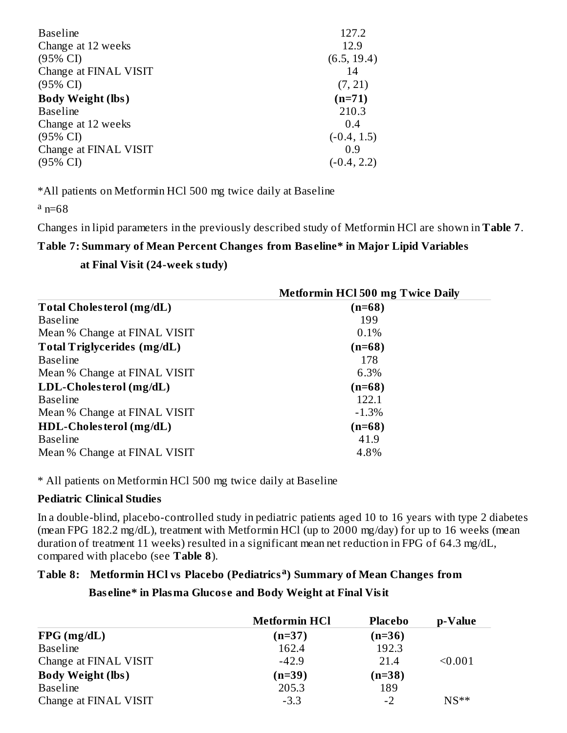| | |
|---|---|
| Baseline | 127.2 |
| Change at 12 weeks | 12.9 |
| (95% CI) | (6.5, 19.4) |
| Change at FINAL VISIT | 14 |
| (95% CI) | (7, 21) |
| **Body Weight (lbs)** | **(n=71)** |
| Baseline | 210.3 |
| Change at 12 weeks | 0.4 |
| (95% CI) | (-0.4, 1.5) |
| Change at FINAL VISIT | 0.9 |
| (95% CI) | (-0.4, 2.2) |

*All patients on Metformin HCl 500 mg twice daily at Baseline

[a] n=68

Changes in lipid parameters in the previously described study of Metformin HCl are shown in **Table 7**.

**Table 7: Summary of Mean Percent Changes from Baseline* in Major Lipid Variables at Final Visit (24-week study)**

| | Metformin HCl 500 mg Twice Daily |
|---|---|
| **Total Cholesterol (mg/dL)** | **(n=68)** |
| Baseline | 199 |
| Mean % Change at FINAL VISIT | 0.1% |
| **Total Triglycerides (mg/dL)** | **(n=68)** |
| Baseline | 178 |
| Mean % Change at FINAL VISIT | 6.3% |
| **LDL-Cholesterol (mg/dL)** | **(n=68)** |
| Baseline | 122.1 |
| Mean % Change at FINAL VISIT | -1.3% |
| **HDL-Cholesterol (mg/dL)** | **(n=68)** |
| Baseline | 41.9 |
| Mean % Change at FINAL VISIT | 4.8% |

* All patients on Metformin HCl 500 mg twice daily at Baseline

**Pediatric Clinical Studies**

In a double-blind, placebo-controlled study in pediatric patients aged 10 to 16 years with type 2 diabetes (mean FPG 182.2 mg/dL), treatment with Metformin HCl (up to 2000 mg/day) for up to 16 weeks (mean duration of treatment 11 weeks) resulted in a significant mean net reduction in FPG of 64.3 mg/dL, compared with placebo (see **Table 8**).

**Table 8: Metformin HCl vs Placebo (Pediatrics[a]) Summary of Mean Changes from Baseline* in Plasma Glucose and Body Weight at Final Visit**

| | Metformin HCl | Placebo | p-Value |
|---|---|---|---|
| **FPG (mg/dL)** | **(n=37)** | **(n=36)** | |
| Baseline | 162.4 | 192.3 | |
| Change at FINAL VISIT | -42.9 | 21.4 | <0.001 |
| **Body Weight (lbs)** | **(n=39)** | **(n=38)** | |
| Baseline | 205.3 | 189 | |
| Change at FINAL VISIT | -3.3 | -2 | NS** |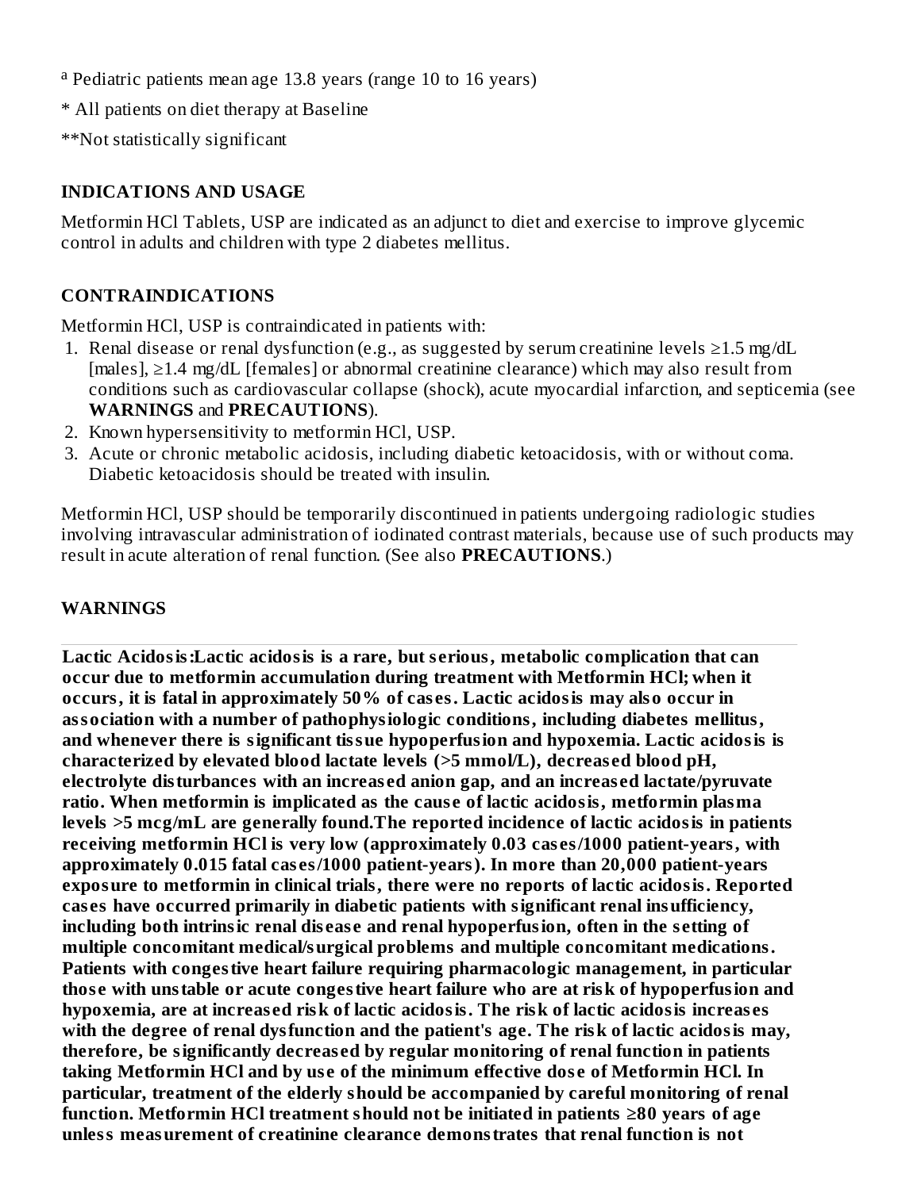[a] Pediatric patients mean age 13.8 years (range 10 to 16 years)

* All patients on diet therapy at Baseline

**Not statistically significant

## INDICATIONS AND USAGE

Metformin HCl Tablets, USP are indicated as an adjunct to diet and exercise to improve glycemic control in adults and children with type 2 diabetes mellitus.

## CONTRAINDICATIONS

Metformin HCl, USP is contraindicated in patients with:

1. Renal disease or renal dysfunction (e.g., as suggested by serum creatinine levels ≥1.5 mg/dL [males], ≥1.4 mg/dL [females] or abnormal creatinine clearance) which may also result from conditions such as cardiovascular collapse (shock), acute myocardial infarction, and septicemia (see **WARNINGS** and **PRECAUTIONS**).
2. Known hypersensitivity to metformin HCl, USP.
3. Acute or chronic metabolic acidosis, including diabetic ketoacidosis, with or without coma. Diabetic ketoacidosis should be treated with insulin.

Metformin HCl, USP should be temporarily discontinued in patients undergoing radiologic studies involving intravascular administration of iodinated contrast materials, because use of such products may result in acute alteration of renal function. (See also **PRECAUTIONS**.)

## WARNINGS

**Lactic Acidosis:Lactic acidosis is a rare, but serious, metabolic complication that can occur due to metformin accumulation during treatment with Metformin HCl; when it occurs, it is fatal in approximately 50% of cases. Lactic acidosis may also occur in association with a number of pathophysiologic conditions, including diabetes mellitus, and whenever there is significant tissue hypoperfusion and hypoxemia. Lactic acidosis is characterized by elevated blood lactate levels (>5 mmol/L), decreased blood pH, electrolyte disturbances with an increased anion gap, and an increased lactate/pyruvate ratio. When metformin is implicated as the cause of lactic acidosis, metformin plasma levels >5 mcg/mL are generally found.The reported incidence of lactic acidosis in patients receiving metformin HCl is very low (approximately 0.03 cases/1000 patient-years, with approximately 0.015 fatal cases/1000 patient-years). In more than 20,000 patient-years exposure to metformin in clinical trials, there were no reports of lactic acidosis. Reported cases have occurred primarily in diabetic patients with significant renal insufficiency, including both intrinsic renal disease and renal hypoperfusion, often in the setting of multiple concomitant medical/surgical problems and multiple concomitant medications. Patients with congestive heart failure requiring pharmacologic management, in particular those with unstable or acute congestive heart failure who are at risk of hypoperfusion and hypoxemia, are at increased risk of lactic acidosis. The risk of lactic acidosis increases with the degree of renal dysfunction and the patient's age. The risk of lactic acidosis may, therefore, be significantly decreased by regular monitoring of renal function in patients taking Metformin HCl and by use of the minimum effective dose of Metformin HCl. In particular, treatment of the elderly should be accompanied by careful monitoring of renal function. Metformin HCl treatment should not be initiated in patients ≥80 years of age unless measurement of creatinine clearance demonstrates that renal function is not**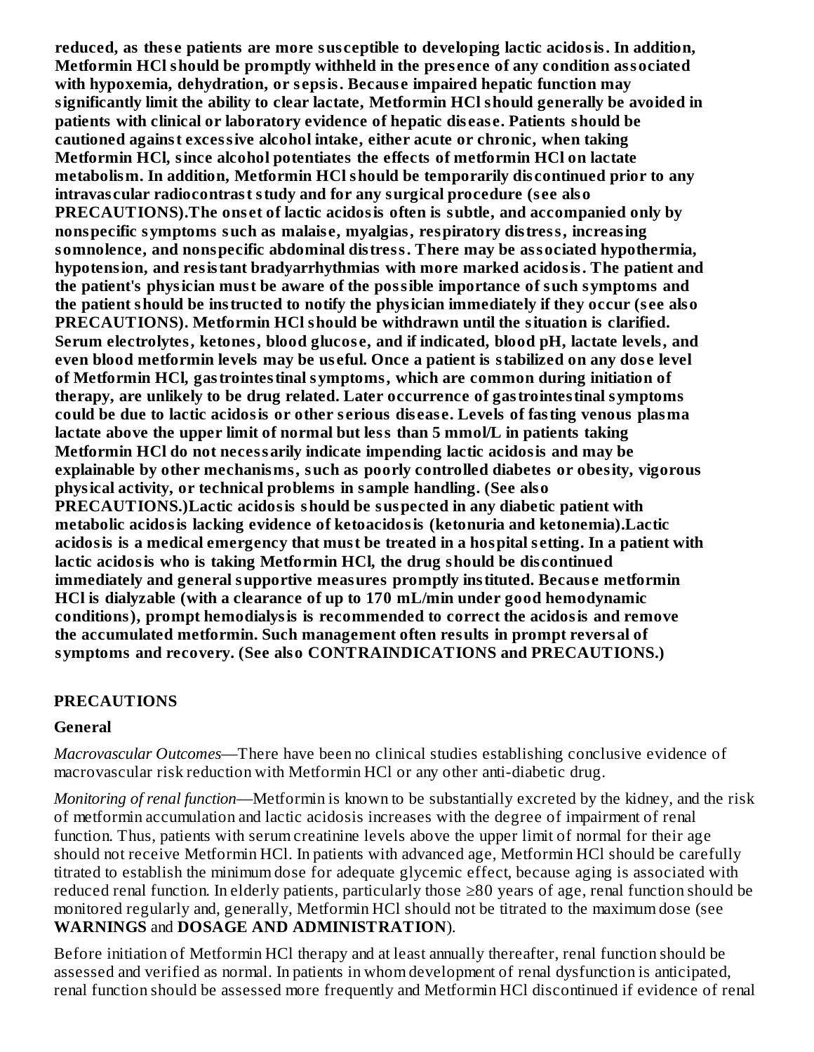**reduced, as these patients are more susceptible to developing lactic acidosis. In addition, Metformin HCl should be promptly withheld in the presence of any condition associated with hypoxemia, dehydration, or sepsis. Because impaired hepatic function may significantly limit the ability to clear lactate, Metformin HCl should generally be avoided in patients with clinical or laboratory evidence of hepatic disease. Patients should be cautioned against excessive alcohol intake, either acute or chronic, when taking Metformin HCl, since alcohol potentiates the effects of metformin HCl on lactate metabolism. In addition, Metformin HCl should be temporarily discontinued prior to any intravascular radiocontrast study and for any surgical procedure (see also PRECAUTIONS).The onset of lactic acidosis often is subtle, and accompanied only by nonspecific symptoms such as malaise, myalgias, respiratory distress, increasing somnolence, and nonspecific abdominal distress. There may be associated hypothermia, hypotension, and resistant bradyarrhythmias with more marked acidosis. The patient and the patient's physician must be aware of the possible importance of such symptoms and the patient should be instructed to notify the physician immediately if they occur (see also PRECAUTIONS). Metformin HCl should be withdrawn until the situation is clarified. Serum electrolytes, ketones, blood glucose, and if indicated, blood pH, lactate levels, and even blood metformin levels may be useful. Once a patient is stabilized on any dose level of Metformin HCl, gastrointestinal symptoms, which are common during initiation of therapy, are unlikely to be drug related. Later occurrence of gastrointestinal symptoms could be due to lactic acidosis or other serious disease. Levels of fasting venous plasma lactate above the upper limit of normal but less than 5 mmol/L in patients taking Metformin HCl do not necessarily indicate impending lactic acidosis and may be explainable by other mechanisms, such as poorly controlled diabetes or obesity, vigorous physical activity, or technical problems in sample handling. (See also PRECAUTIONS.)Lactic acidosis should be suspected in any diabetic patient with metabolic acidosis lacking evidence of ketoacidosis (ketonuria and ketonemia).Lactic acidosis is a medical emergency that must be treated in a hospital setting. In a patient with lactic acidosis who is taking Metformin HCl, the drug should be discontinued immediately and general supportive measures promptly instituted. Because metformin HCl is dialyzable (with a clearance of up to 170 mL/min under good hemodynamic conditions), prompt hemodialysis is recommended to correct the acidosis and remove the accumulated metformin. Such management often results in prompt reversal of symptoms and recovery. (See also CONTRAINDICATIONS and PRECAUTIONS.)**

## PRECAUTIONS

### General

*Macrovascular Outcomes*—There have been no clinical studies establishing conclusive evidence of macrovascular risk reduction with Metformin HCl or any other anti-diabetic drug.

*Monitoring of renal function*—Metformin is known to be substantially excreted by the kidney, and the risk of metformin accumulation and lactic acidosis increases with the degree of impairment of renal function. Thus, patients with serum creatinine levels above the upper limit of normal for their age should not receive Metformin HCl. In patients with advanced age, Metformin HCl should be carefully titrated to establish the minimum dose for adequate glycemic effect, because aging is associated with reduced renal function. In elderly patients, particularly those ≥80 years of age, renal function should be monitored regularly and, generally, Metformin HCl should not be titrated to the maximum dose (see **WARNINGS** and **DOSAGE AND ADMINISTRATION**).

Before initiation of Metformin HCl therapy and at least annually thereafter, renal function should be assessed and verified as normal. In patients in whom development of renal dysfunction is anticipated, renal function should be assessed more frequently and Metformin HCl discontinued if evidence of renal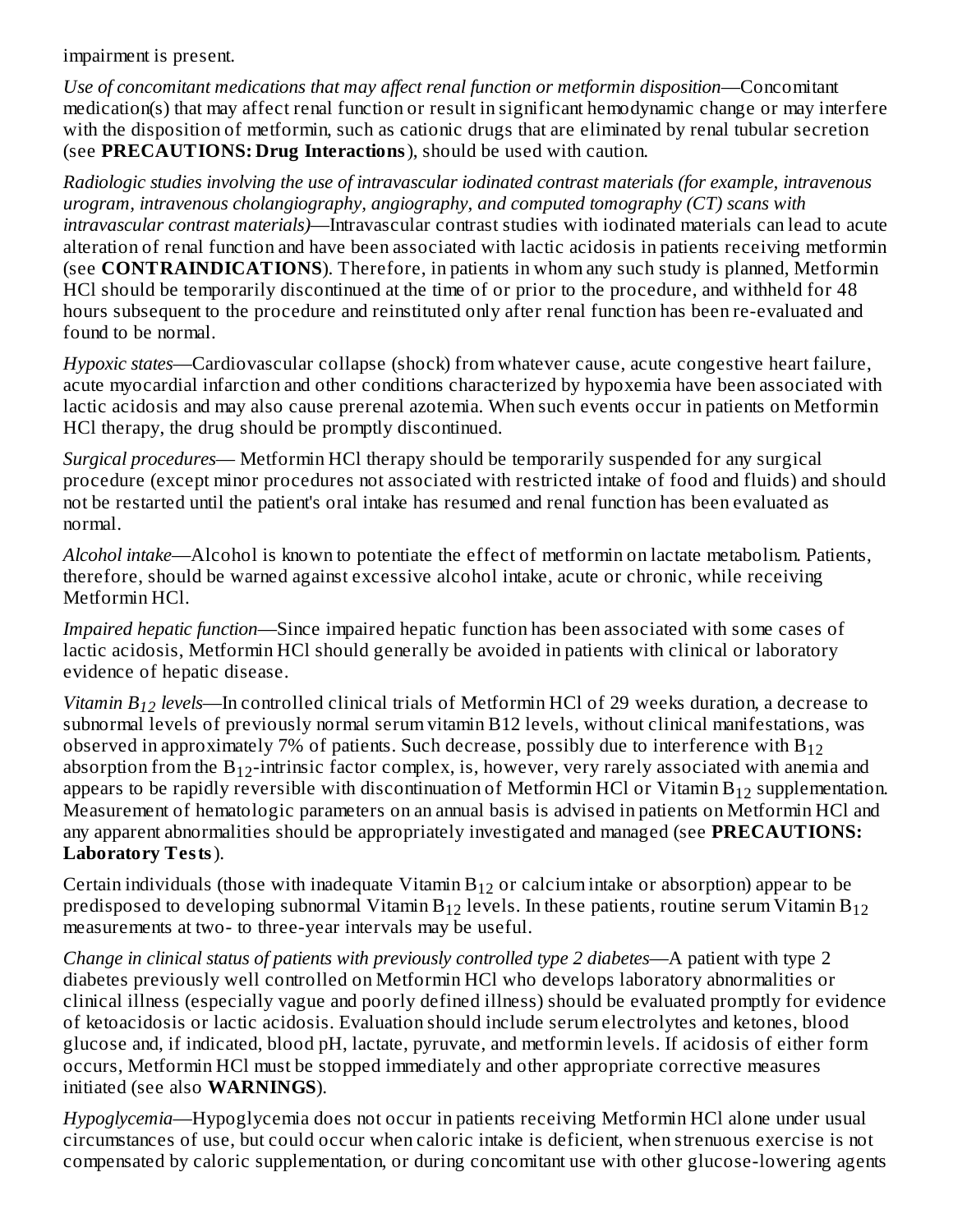impairment is present.

*Use of concomitant medications that may affect renal function or metformin disposition*—Concomitant medication(s) that may affect renal function or result in significant hemodynamic change or may interfere with the disposition of metformin, such as cationic drugs that are eliminated by renal tubular secretion (see **PRECAUTIONS: Drug Interactions**), should be used with caution.

*Radiologic studies involving the use of intravascular iodinated contrast materials (for example, intravenous urogram, intravenous cholangiography, angiography, and computed tomography (CT) scans with intravascular contrast materials)*—Intravascular contrast studies with iodinated materials can lead to acute alteration of renal function and have been associated with lactic acidosis in patients receiving metformin (see **CONTRAINDICATIONS**). Therefore, in patients in whom any such study is planned, Metformin HCl should be temporarily discontinued at the time of or prior to the procedure, and withheld for 48 hours subsequent to the procedure and reinstituted only after renal function has been re-evaluated and found to be normal.

*Hypoxic states*—Cardiovascular collapse (shock) from whatever cause, acute congestive heart failure, acute myocardial infarction and other conditions characterized by hypoxemia have been associated with lactic acidosis and may also cause prerenal azotemia. When such events occur in patients on Metformin HCl therapy, the drug should be promptly discontinued.

*Surgical procedures*— Metformin HCl therapy should be temporarily suspended for any surgical procedure (except minor procedures not associated with restricted intake of food and fluids) and should not be restarted until the patient's oral intake has resumed and renal function has been evaluated as normal.

*Alcohol intake*—Alcohol is known to potentiate the effect of metformin on lactate metabolism. Patients, therefore, should be warned against excessive alcohol intake, acute or chronic, while receiving Metformin HCl.

*Impaired hepatic function*—Since impaired hepatic function has been associated with some cases of lactic acidosis, Metformin HCl should generally be avoided in patients with clinical or laboratory evidence of hepatic disease.

*Vitamin $B_{12}$ levels*—In controlled clinical trials of Metformin HCl of 29 weeks duration, a decrease to subnormal levels of previously normal serum vitamin B12 levels, without clinical manifestations, was observed in approximately 7% of patients. Such decrease, possibly due to interference with $B_{12}$ absorption from the $B_{12}$-intrinsic factor complex, is, however, very rarely associated with anemia and appears to be rapidly reversible with discontinuation of Metformin HCl or Vitamin $B_{12}$ supplementation. Measurement of hematologic parameters on an annual basis is advised in patients on Metformin HCl and any apparent abnormalities should be appropriately investigated and managed (see **PRECAUTIONS: Laboratory Tests**).

Certain individuals (those with inadequate Vitamin $B_{12}$ or calcium intake or absorption) appear to be predisposed to developing subnormal Vitamin $B_{12}$ levels. In these patients, routine serum Vitamin $B_{12}$ measurements at two- to three-year intervals may be useful.

*Change in clinical status of patients with previously controlled type 2 diabetes*—A patient with type 2 diabetes previously well controlled on Metformin HCl who develops laboratory abnormalities or clinical illness (especially vague and poorly defined illness) should be evaluated promptly for evidence of ketoacidosis or lactic acidosis. Evaluation should include serum electrolytes and ketones, blood glucose and, if indicated, blood pH, lactate, pyruvate, and metformin levels. If acidosis of either form occurs, Metformin HCl must be stopped immediately and other appropriate corrective measures initiated (see also **WARNINGS**).

*Hypoglycemia*—Hypoglycemia does not occur in patients receiving Metformin HCl alone under usual circumstances of use, but could occur when caloric intake is deficient, when strenuous exercise is not compensated by caloric supplementation, or during concomitant use with other glucose-lowering agents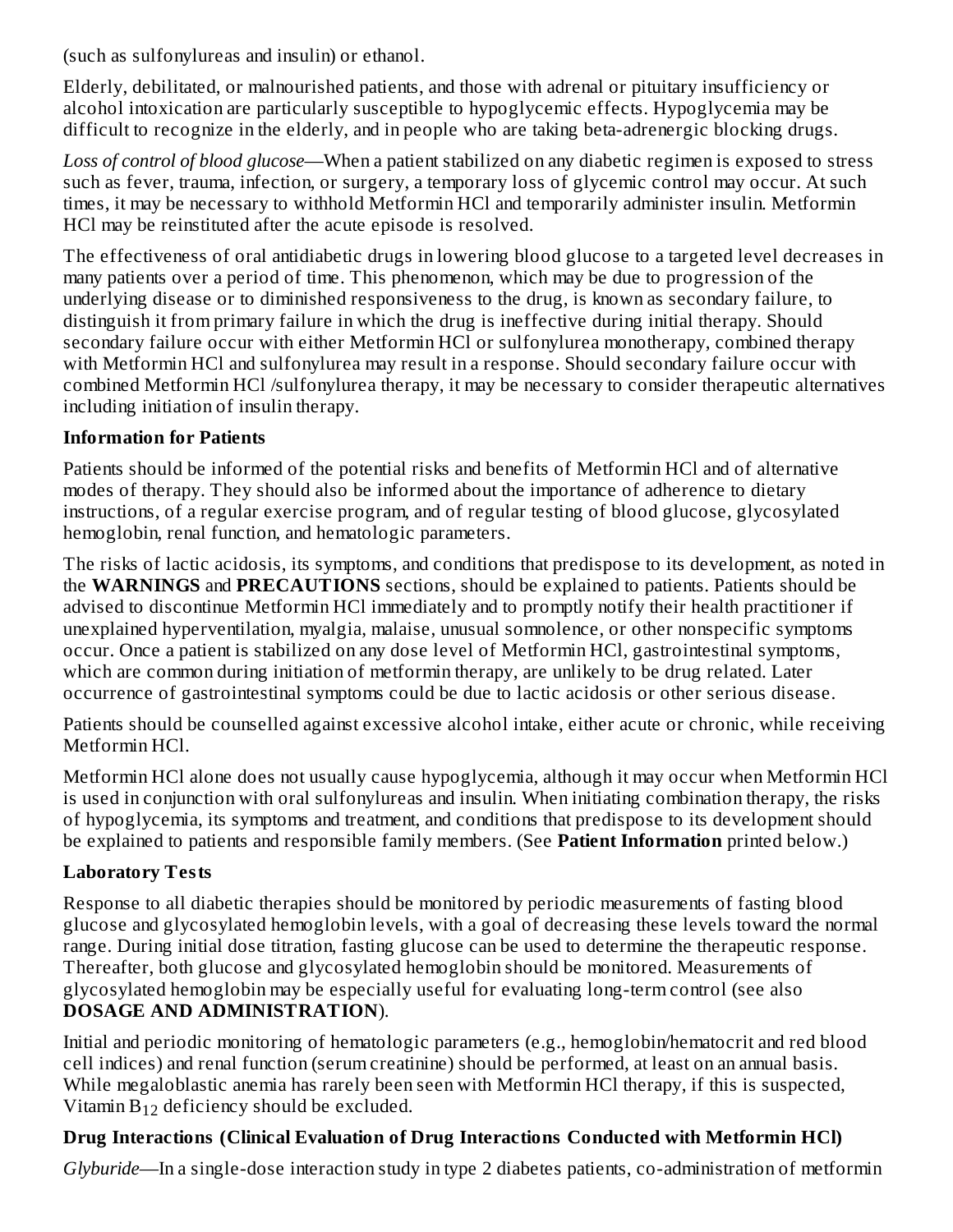(such as sulfonylureas and insulin) or ethanol.

Elderly, debilitated, or malnourished patients, and those with adrenal or pituitary insufficiency or alcohol intoxication are particularly susceptible to hypoglycemic effects. Hypoglycemia may be difficult to recognize in the elderly, and in people who are taking beta-adrenergic blocking drugs.

*Loss of control of blood glucose*—When a patient stabilized on any diabetic regimen is exposed to stress such as fever, trauma, infection, or surgery, a temporary loss of glycemic control may occur. At such times, it may be necessary to withhold Metformin HCl and temporarily administer insulin. Metformin HCl may be reinstituted after the acute episode is resolved.

The effectiveness of oral antidiabetic drugs in lowering blood glucose to a targeted level decreases in many patients over a period of time. This phenomenon, which may be due to progression of the underlying disease or to diminished responsiveness to the drug, is known as secondary failure, to distinguish it from primary failure in which the drug is ineffective during initial therapy. Should secondary failure occur with either Metformin HCl or sulfonylurea monotherapy, combined therapy with Metformin HCl and sulfonylurea may result in a response. Should secondary failure occur with combined Metformin HCl /sulfonylurea therapy, it may be necessary to consider therapeutic alternatives including initiation of insulin therapy.

### Information for Patients

Patients should be informed of the potential risks and benefits of Metformin HCl and of alternative modes of therapy. They should also be informed about the importance of adherence to dietary instructions, of a regular exercise program, and of regular testing of blood glucose, glycosylated hemoglobin, renal function, and hematologic parameters.

The risks of lactic acidosis, its symptoms, and conditions that predispose to its development, as noted in the **WARNINGS** and **PRECAUTIONS** sections, should be explained to patients. Patients should be advised to discontinue Metformin HCl immediately and to promptly notify their health practitioner if unexplained hyperventilation, myalgia, malaise, unusual somnolence, or other nonspecific symptoms occur. Once a patient is stabilized on any dose level of Metformin HCl, gastrointestinal symptoms, which are common during initiation of metformin therapy, are unlikely to be drug related. Later occurrence of gastrointestinal symptoms could be due to lactic acidosis or other serious disease.

Patients should be counselled against excessive alcohol intake, either acute or chronic, while receiving Metformin HCl.

Metformin HCl alone does not usually cause hypoglycemia, although it may occur when Metformin HCl is used in conjunction with oral sulfonylureas and insulin. When initiating combination therapy, the risks of hypoglycemia, its symptoms and treatment, and conditions that predispose to its development should be explained to patients and responsible family members. (See **Patient Information** printed below.)

### Laboratory Tests

Response to all diabetic therapies should be monitored by periodic measurements of fasting blood glucose and glycosylated hemoglobin levels, with a goal of decreasing these levels toward the normal range. During initial dose titration, fasting glucose can be used to determine the therapeutic response. Thereafter, both glucose and glycosylated hemoglobin should be monitored. Measurements of glycosylated hemoglobin may be especially useful for evaluating long-term control (see also **DOSAGE AND ADMINISTRATION**).

Initial and periodic monitoring of hematologic parameters (e.g., hemoglobin/hematocrit and red blood cell indices) and renal function (serum creatinine) should be performed, at least on an annual basis. While megaloblastic anemia has rarely been seen with Metformin HCl therapy, if this is suspected, Vitamin $B_{12}$ deficiency should be excluded.

### Drug Interactions (Clinical Evaluation of Drug Interactions Conducted with Metformin HCl)

*Glyburide*—In a single-dose interaction study in type 2 diabetes patients, co-administration of metformin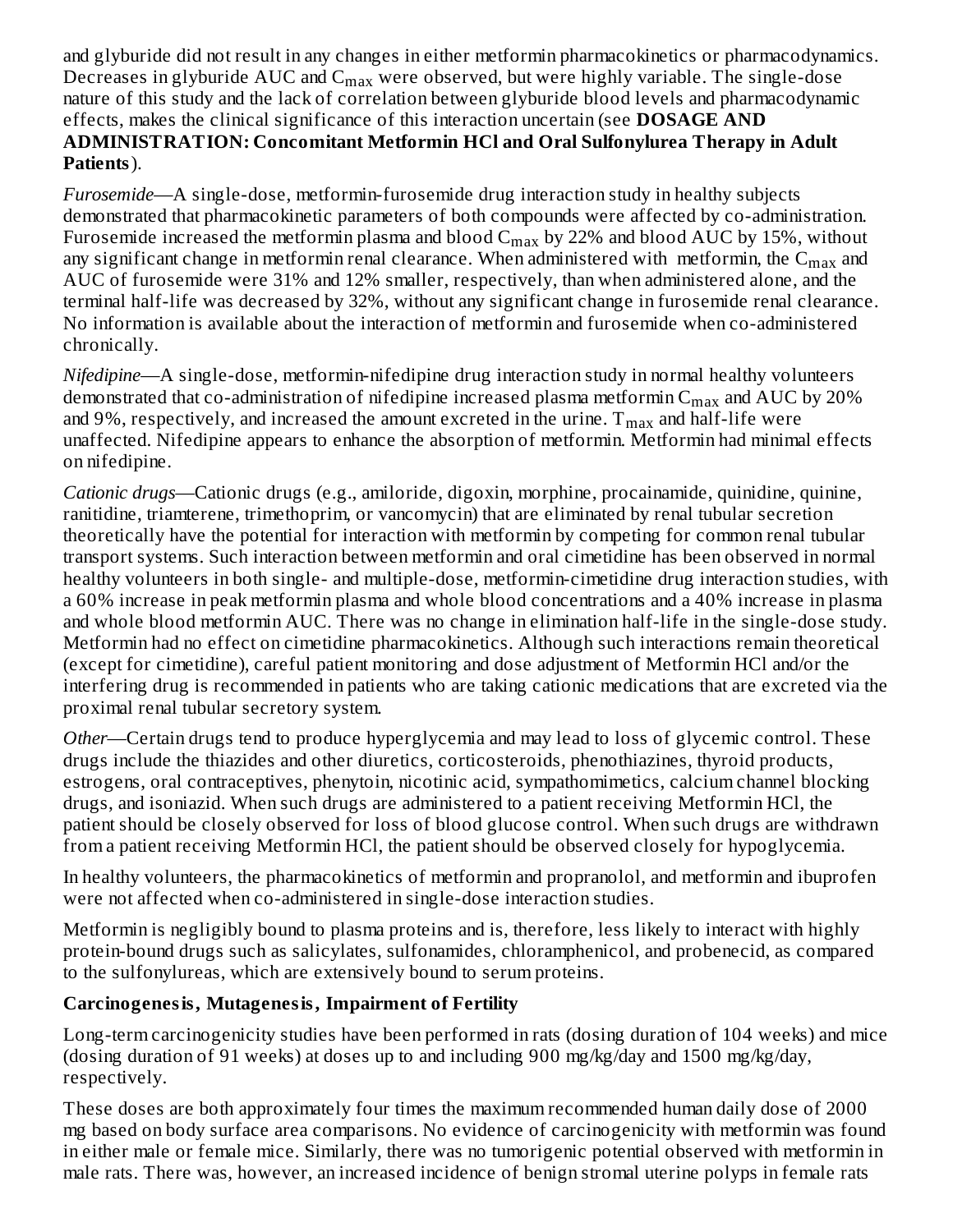and glyburide did not result in any changes in either metformin pharmacokinetics or pharmacodynamics. Decreases in glyburide AUC and $C_{max}$ were observed, but were highly variable. The single-dose nature of this study and the lack of correlation between glyburide blood levels and pharmacodynamic effects, makes the clinical significance of this interaction uncertain (see **DOSAGE AND ADMINISTRATION: Concomitant Metformin HCl and Oral Sulfonylurea Therapy in Adult Patients**).

*Furosemide*—A single-dose, metformin-furosemide drug interaction study in healthy subjects demonstrated that pharmacokinetic parameters of both compounds were affected by co-administration. Furosemide increased the metformin plasma and blood $C_{max}$ by 22% and blood AUC by 15%, without any significant change in metformin renal clearance. When administered with metformin, the $C_{max}$ and AUC of furosemide were 31% and 12% smaller, respectively, than when administered alone, and the terminal half-life was decreased by 32%, without any significant change in furosemide renal clearance. No information is available about the interaction of metformin and furosemide when co-administered chronically.

*Nifedipine*—A single-dose, metformin-nifedipine drug interaction study in normal healthy volunteers demonstrated that co-administration of nifedipine increased plasma metformin $C_{max}$ and AUC by 20% and 9%, respectively, and increased the amount excreted in the urine. $T_{max}$ and half-life were unaffected. Nifedipine appears to enhance the absorption of metformin. Metformin had minimal effects on nifedipine.

*Cationic drugs*—Cationic drugs (e.g., amiloride, digoxin, morphine, procainamide, quinidine, quinine, ranitidine, triamterene, trimethoprim, or vancomycin) that are eliminated by renal tubular secretion theoretically have the potential for interaction with metformin by competing for common renal tubular transport systems. Such interaction between metformin and oral cimetidine has been observed in normal healthy volunteers in both single- and multiple-dose, metformin-cimetidine drug interaction studies, with a 60% increase in peak metformin plasma and whole blood concentrations and a 40% increase in plasma and whole blood metformin AUC. There was no change in elimination half-life in the single-dose study. Metformin had no effect on cimetidine pharmacokinetics. Although such interactions remain theoretical (except for cimetidine), careful patient monitoring and dose adjustment of Metformin HCl and/or the interfering drug is recommended in patients who are taking cationic medications that are excreted via the proximal renal tubular secretory system.

*Other*—Certain drugs tend to produce hyperglycemia and may lead to loss of glycemic control. These drugs include the thiazides and other diuretics, corticosteroids, phenothiazines, thyroid products, estrogens, oral contraceptives, phenytoin, nicotinic acid, sympathomimetics, calcium channel blocking drugs, and isoniazid. When such drugs are administered to a patient receiving Metformin HCl, the patient should be closely observed for loss of blood glucose control. When such drugs are withdrawn from a patient receiving Metformin HCl, the patient should be observed closely for hypoglycemia.

In healthy volunteers, the pharmacokinetics of metformin and propranolol, and metformin and ibuprofen were not affected when co-administered in single-dose interaction studies.

Metformin is negligibly bound to plasma proteins and is, therefore, less likely to interact with highly protein-bound drugs such as salicylates, sulfonamides, chloramphenicol, and probenecid, as compared to the sulfonylureas, which are extensively bound to serum proteins.

**Carcinogenesis, Mutagenesis, Impairment of Fertility**

Long-term carcinogenicity studies have been performed in rats (dosing duration of 104 weeks) and mice (dosing duration of 91 weeks) at doses up to and including 900 mg/kg/day and 1500 mg/kg/day, respectively.

These doses are both approximately four times the maximum recommended human daily dose of 2000 mg based on body surface area comparisons. No evidence of carcinogenicity with metformin was found in either male or female mice. Similarly, there was no tumorigenic potential observed with metformin in male rats. There was, however, an increased incidence of benign stromal uterine polyps in female rats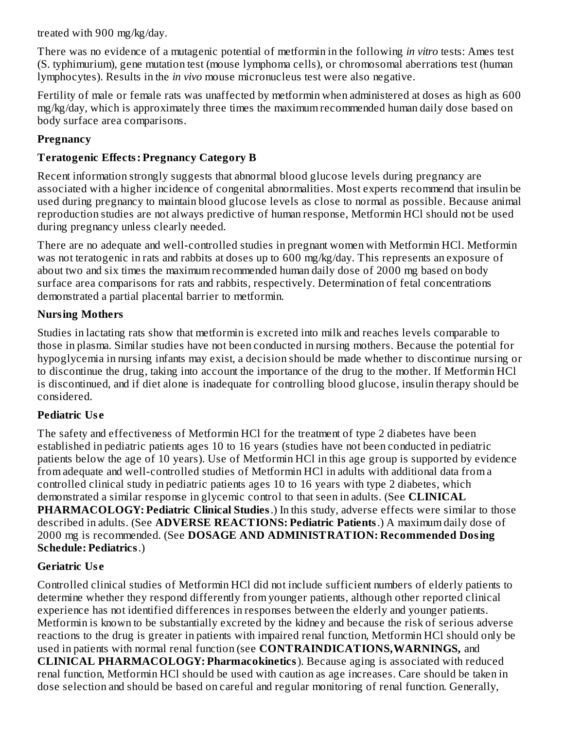treated with 900 mg/kg/day.

There was no evidence of a mutagenic potential of metformin in the following *in vitro* tests: Ames test (S. typhimurium), gene mutation test (mouse lymphoma cells), or chromosomal aberrations test (human lymphocytes). Results in the *in vivo* mouse micronucleus test were also negative.

Fertility of male or female rats was unaffected by metformin when administered at doses as high as 600 mg/kg/day, which is approximately three times the maximum recommended human daily dose based on body surface area comparisons.

### Pregnancy

#### Teratogenic Effects: Pregnancy Category B

Recent information strongly suggests that abnormal blood glucose levels during pregnancy are associated with a higher incidence of congenital abnormalities. Most experts recommend that insulin be used during pregnancy to maintain blood glucose levels as close to normal as possible. Because animal reproduction studies are not always predictive of human response, Metformin HCl should not be used during pregnancy unless clearly needed.

There are no adequate and well-controlled studies in pregnant women with Metformin HCl. Metformin was not teratogenic in rats and rabbits at doses up to 600 mg/kg/day. This represents an exposure of about two and six times the maximum recommended human daily dose of 2000 mg based on body surface area comparisons for rats and rabbits, respectively. Determination of fetal concentrations demonstrated a partial placental barrier to metformin.

### Nursing Mothers

Studies in lactating rats show that metformin is excreted into milk and reaches levels comparable to those in plasma. Similar studies have not been conducted in nursing mothers. Because the potential for hypoglycemia in nursing infants may exist, a decision should be made whether to discontinue nursing or to discontinue the drug, taking into account the importance of the drug to the mother. If Metformin HCl is discontinued, and if diet alone is inadequate for controlling blood glucose, insulin therapy should be considered.

### Pediatric Use

The safety and effectiveness of Metformin HCl for the treatment of type 2 diabetes have been established in pediatric patients ages 10 to 16 years (studies have not been conducted in pediatric patients below the age of 10 years). Use of Metformin HCl in this age group is supported by evidence from adequate and well-controlled studies of Metformin HCl in adults with additional data from a controlled clinical study in pediatric patients ages 10 to 16 years with type 2 diabetes, which demonstrated a similar response in glycemic control to that seen in adults. (See **CLINICAL PHARMACOLOGY: Pediatric Clinical Studies**.) In this study, adverse effects were similar to those described in adults. (See **ADVERSE REACTIONS: Pediatric Patients**.) A maximum daily dose of 2000 mg is recommended. (See **DOSAGE AND ADMINISTRATION: Recommended Dosing Schedule: Pediatrics**.)

### Geriatric Use

Controlled clinical studies of Metformin HCl did not include sufficient numbers of elderly patients to determine whether they respond differently from younger patients, although other reported clinical experience has not identified differences in responses between the elderly and younger patients. Metformin is known to be substantially excreted by the kidney and because the risk of serious adverse reactions to the drug is greater in patients with impaired renal function, Metformin HCl should only be used in patients with normal renal function (see **CONTRAINDICATIONS, WARNINGS,** and **CLINICAL PHARMACOLOGY: Pharmacokinetics**). Because aging is associated with reduced renal function, Metformin HCl should be used with caution as age increases. Care should be taken in dose selection and should be based on careful and regular monitoring of renal function. Generally,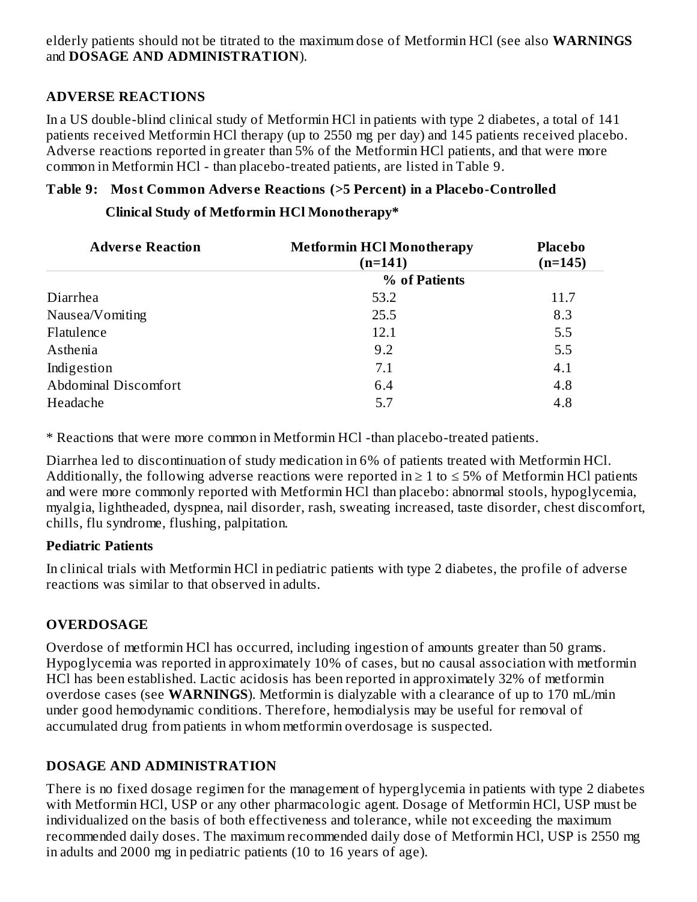elderly patients should not be titrated to the maximum dose of Metformin HCl (see also **WARNINGS** and **DOSAGE AND ADMINISTRATION**).

## ADVERSE REACTIONS

In a US double-blind clinical study of Metformin HCl in patients with type 2 diabetes, a total of 141 patients received Metformin HCl therapy (up to 2550 mg per day) and 145 patients received placebo. Adverse reactions reported in greater than 5% of the Metformin HCl patients, and that were more common in Metformin HCl - than placebo-treated patients, are listed in Table 9.

**Table 9: Most Common Adverse Reactions (>5 Percent) in a Placebo-Controlled Clinical Study of Metformin HCl Monotherapy***

| Adverse Reaction | Metformin HCl Monotherapy (n=141) | Placebo (n=145) |
|---|---|---|
| | % of Patients | |
| Diarrhea | 53.2 | 11.7 |
| Nausea/Vomiting | 25.5 | 8.3 |
| Flatulence | 12.1 | 5.5 |
| Asthenia | 9.2 | 5.5 |
| Indigestion | 7.1 | 4.1 |
| Abdominal Discomfort | 6.4 | 4.8 |
| Headache | 5.7 | 4.8 |

* Reactions that were more common in Metformin HCl -than placebo-treated patients.

Diarrhea led to discontinuation of study medication in 6% of patients treated with Metformin HCl. Additionally, the following adverse reactions were reported in ≥ 1 to ≤ 5% of Metformin HCl patients and were more commonly reported with Metformin HCl than placebo: abnormal stools, hypoglycemia, myalgia, lightheaded, dyspnea, nail disorder, rash, sweating increased, taste disorder, chest discomfort, chills, flu syndrome, flushing, palpitation.

### Pediatric Patients

In clinical trials with Metformin HCl in pediatric patients with type 2 diabetes, the profile of adverse reactions was similar to that observed in adults.

## OVERDOSAGE

Overdose of metformin HCl has occurred, including ingestion of amounts greater than 50 grams. Hypoglycemia was reported in approximately 10% of cases, but no causal association with metformin HCl has been established. Lactic acidosis has been reported in approximately 32% of metformin overdose cases (see **WARNINGS**). Metformin is dialyzable with a clearance of up to 170 mL/min under good hemodynamic conditions. Therefore, hemodialysis may be useful for removal of accumulated drug from patients in whom metformin overdosage is suspected.

## DOSAGE AND ADMINISTRATION

There is no fixed dosage regimen for the management of hyperglycemia in patients with type 2 diabetes with Metformin HCl, USP or any other pharmacologic agent. Dosage of Metformin HCl, USP must be individualized on the basis of both effectiveness and tolerance, while not exceeding the maximum recommended daily doses. The maximum recommended daily dose of Metformin HCl, USP is 2550 mg in adults and 2000 mg in pediatric patients (10 to 16 years of age).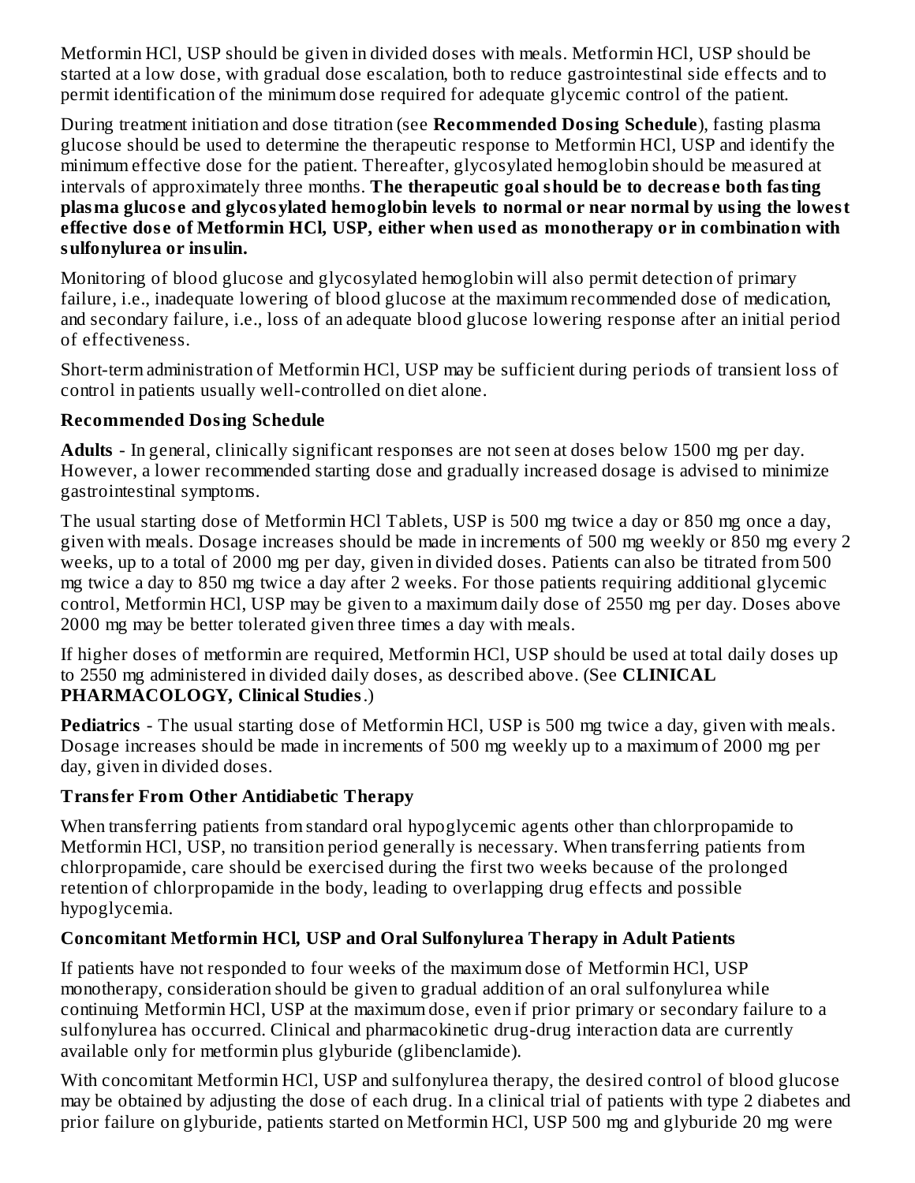Metformin HCl, USP should be given in divided doses with meals. Metformin HCl, USP should be started at a low dose, with gradual dose escalation, both to reduce gastrointestinal side effects and to permit identification of the minimum dose required for adequate glycemic control of the patient.

During treatment initiation and dose titration (see **Recommended Dosing Schedule**), fasting plasma glucose should be used to determine the therapeutic response to Metformin HCl, USP and identify the minimum effective dose for the patient. Thereafter, glycosylated hemoglobin should be measured at intervals of approximately three months. **The therapeutic goal should be to decrease both fasting plasma glucose and glycosylated hemoglobin levels to normal or near normal by using the lowest effective dose of Metformin HCl, USP, either when used as monotherapy or in combination with sulfonylurea or insulin.**

Monitoring of blood glucose and glycosylated hemoglobin will also permit detection of primary failure, i.e., inadequate lowering of blood glucose at the maximum recommended dose of medication, and secondary failure, i.e., loss of an adequate blood glucose lowering response after an initial period of effectiveness.

Short-term administration of Metformin HCl, USP may be sufficient during periods of transient loss of control in patients usually well-controlled on diet alone.

## Recommended Dosing Schedule

**Adults** - In general, clinically significant responses are not seen at doses below 1500 mg per day. However, a lower recommended starting dose and gradually increased dosage is advised to minimize gastrointestinal symptoms.

The usual starting dose of Metformin HCl Tablets, USP is 500 mg twice a day or 850 mg once a day, given with meals. Dosage increases should be made in increments of 500 mg weekly or 850 mg every 2 weeks, up to a total of 2000 mg per day, given in divided doses. Patients can also be titrated from 500 mg twice a day to 850 mg twice a day after 2 weeks. For those patients requiring additional glycemic control, Metformin HCl, USP may be given to a maximum daily dose of 2550 mg per day. Doses above 2000 mg may be better tolerated given three times a day with meals.

If higher doses of metformin are required, Metformin HCl, USP should be used at total daily doses up to 2550 mg administered in divided daily doses, as described above. (See **CLINICAL PHARMACOLOGY, Clinical Studies**.)

**Pediatrics** - The usual starting dose of Metformin HCl, USP is 500 mg twice a day, given with meals. Dosage increases should be made in increments of 500 mg weekly up to a maximum of 2000 mg per day, given in divided doses.

## Transfer From Other Antidiabetic Therapy

When transferring patients from standard oral hypoglycemic agents other than chlorpropamide to Metformin HCl, USP, no transition period generally is necessary. When transferring patients from chlorpropamide, care should be exercised during the first two weeks because of the prolonged retention of chlorpropamide in the body, leading to overlapping drug effects and possible hypoglycemia.

## Concomitant Metformin HCl, USP and Oral Sulfonylurea Therapy in Adult Patients

If patients have not responded to four weeks of the maximum dose of Metformin HCl, USP monotherapy, consideration should be given to gradual addition of an oral sulfonylurea while continuing Metformin HCl, USP at the maximum dose, even if prior primary or secondary failure to a sulfonylurea has occurred. Clinical and pharmacokinetic drug-drug interaction data are currently available only for metformin plus glyburide (glibenclamide).

With concomitant Metformin HCl, USP and sulfonylurea therapy, the desired control of blood glucose may be obtained by adjusting the dose of each drug. In a clinical trial of patients with type 2 diabetes and prior failure on glyburide, patients started on Metformin HCl, USP 500 mg and glyburide 20 mg were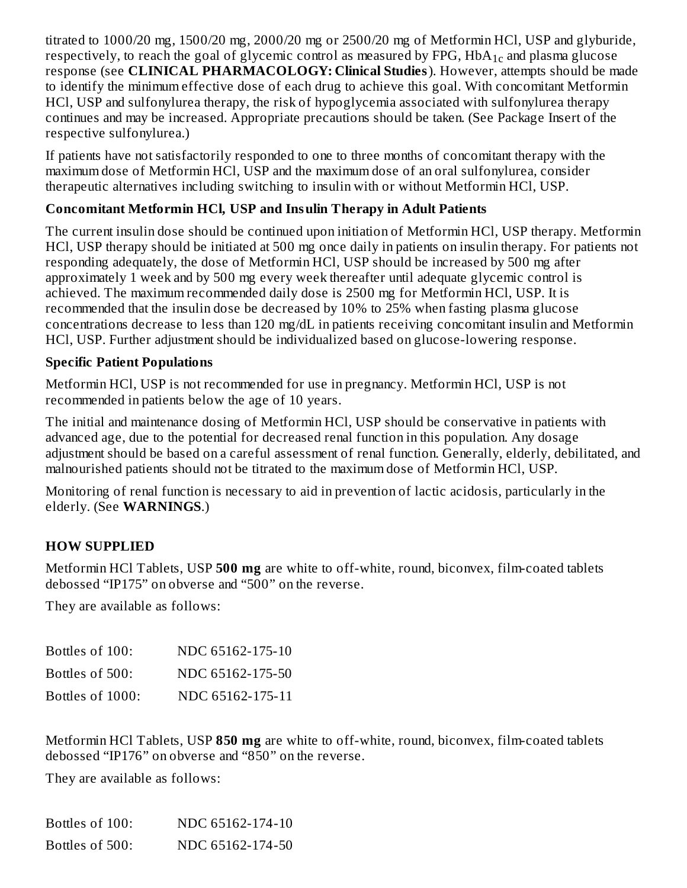titrated to 1000/20 mg, 1500/20 mg, 2000/20 mg or 2500/20 mg of Metformin HCl, USP and glyburide, respectively, to reach the goal of glycemic control as measured by FPG, $HbA_{1c}$ and plasma glucose response (see **CLINICAL PHARMACOLOGY: Clinical Studies**). However, attempts should be made to identify the minimum effective dose of each drug to achieve this goal. With concomitant Metformin HCl, USP and sulfonylurea therapy, the risk of hypoglycemia associated with sulfonylurea therapy continues and may be increased. Appropriate precautions should be taken. (See Package Insert of the respective sulfonylurea.)

If patients have not satisfactorily responded to one to three months of concomitant therapy with the maximum dose of Metformin HCl, USP and the maximum dose of an oral sulfonylurea, consider therapeutic alternatives including switching to insulin with or without Metformin HCl, USP.

**Concomitant Metformin HCl, USP and Insulin Therapy in Adult Patients**

The current insulin dose should be continued upon initiation of Metformin HCl, USP therapy. Metformin HCl, USP therapy should be initiated at 500 mg once daily in patients on insulin therapy. For patients not responding adequately, the dose of Metformin HCl, USP should be increased by 500 mg after approximately 1 week and by 500 mg every week thereafter until adequate glycemic control is achieved. The maximum recommended daily dose is 2500 mg for Metformin HCl, USP. It is recommended that the insulin dose be decreased by 10% to 25% when fasting plasma glucose concentrations decrease to less than 120 mg/dL in patients receiving concomitant insulin and Metformin HCl, USP. Further adjustment should be individualized based on glucose-lowering response.

**Specific Patient Populations**

Metformin HCl, USP is not recommended for use in pregnancy. Metformin HCl, USP is not recommended in patients below the age of 10 years.

The initial and maintenance dosing of Metformin HCl, USP should be conservative in patients with advanced age, due to the potential for decreased renal function in this population. Any dosage adjustment should be based on a careful assessment of renal function. Generally, elderly, debilitated, and malnourished patients should not be titrated to the maximum dose of Metformin HCl, USP.

Monitoring of renal function is necessary to aid in prevention of lactic acidosis, particularly in the elderly. (See **WARNINGS**.)

## HOW SUPPLIED

Metformin HCl Tablets, USP **500 mg** are white to off-white, round, biconvex, film-coated tablets debossed "IP175" on obverse and "500" on the reverse.

They are available as follows:

| | |
|---|---|
| Bottles of 100: | NDC 65162-175-10 |
| Bottles of 500: | NDC 65162-175-50 |
| Bottles of 1000: | NDC 65162-175-11 |

Metformin HCl Tablets, USP **850 mg** are white to off-white, round, biconvex, film-coated tablets debossed "IP176" on obverse and "850" on the reverse.

They are available as follows:

| | |
|---|---|
| Bottles of 100: | NDC 65162-174-10 |
| Bottles of 500: | NDC 65162-174-50 |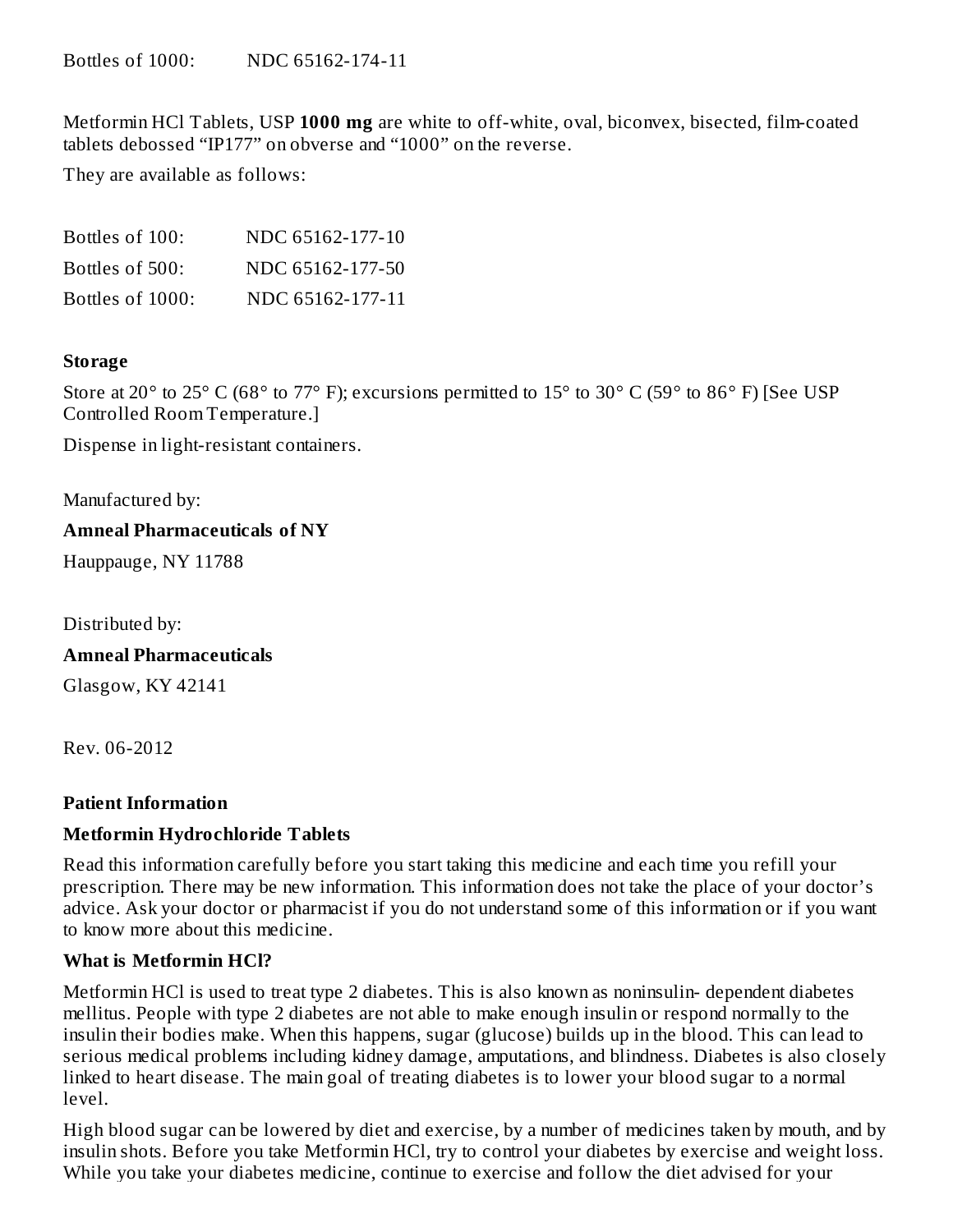| Bottles of 1000: | NDC 65162-174-11 |
|---|---|

Metformin HCl Tablets, USP **1000 mg** are white to off-white, oval, biconvex, bisected, film-coated tablets debossed “IP177” on obverse and “1000” on the reverse.

They are available as follows:

| Bottles of 100: | NDC 65162-177-10 |
|---|---|
| Bottles of 500: | NDC 65162-177-50 |
| Bottles of 1000: | NDC 65162-177-11 |

**Storage**

Store at 20° to 25° C (68° to 77° F); excursions permitted to 15° to 30° C (59° to 86° F) [See USP Controlled Room Temperature.]

Dispense in light-resistant containers.

Manufactured by:

**Amneal Pharmaceuticals of NY**

Hauppauge, NY 11788

Distributed by:

**Amneal Pharmaceuticals**

Glasgow, KY 42141

Rev. 06-2012

**Patient Information**

**Metformin Hydrochloride Tablets**

Read this information carefully before you start taking this medicine and each time you refill your prescription. There may be new information. This information does not take the place of your doctor’s advice. Ask your doctor or pharmacist if you do not understand some of this information or if you want to know more about this medicine.

**What is Metformin HCl?**

Metformin HCl is used to treat type 2 diabetes. This is also known as noninsulin- dependent diabetes mellitus. People with type 2 diabetes are not able to make enough insulin or respond normally to the insulin their bodies make. When this happens, sugar (glucose) builds up in the blood. This can lead to serious medical problems including kidney damage, amputations, and blindness. Diabetes is also closely linked to heart disease. The main goal of treating diabetes is to lower your blood sugar to a normal level.

High blood sugar can be lowered by diet and exercise, by a number of medicines taken by mouth, and by insulin shots. Before you take Metformin HCl, try to control your diabetes by exercise and weight loss. While you take your diabetes medicine, continue to exercise and follow the diet advised for your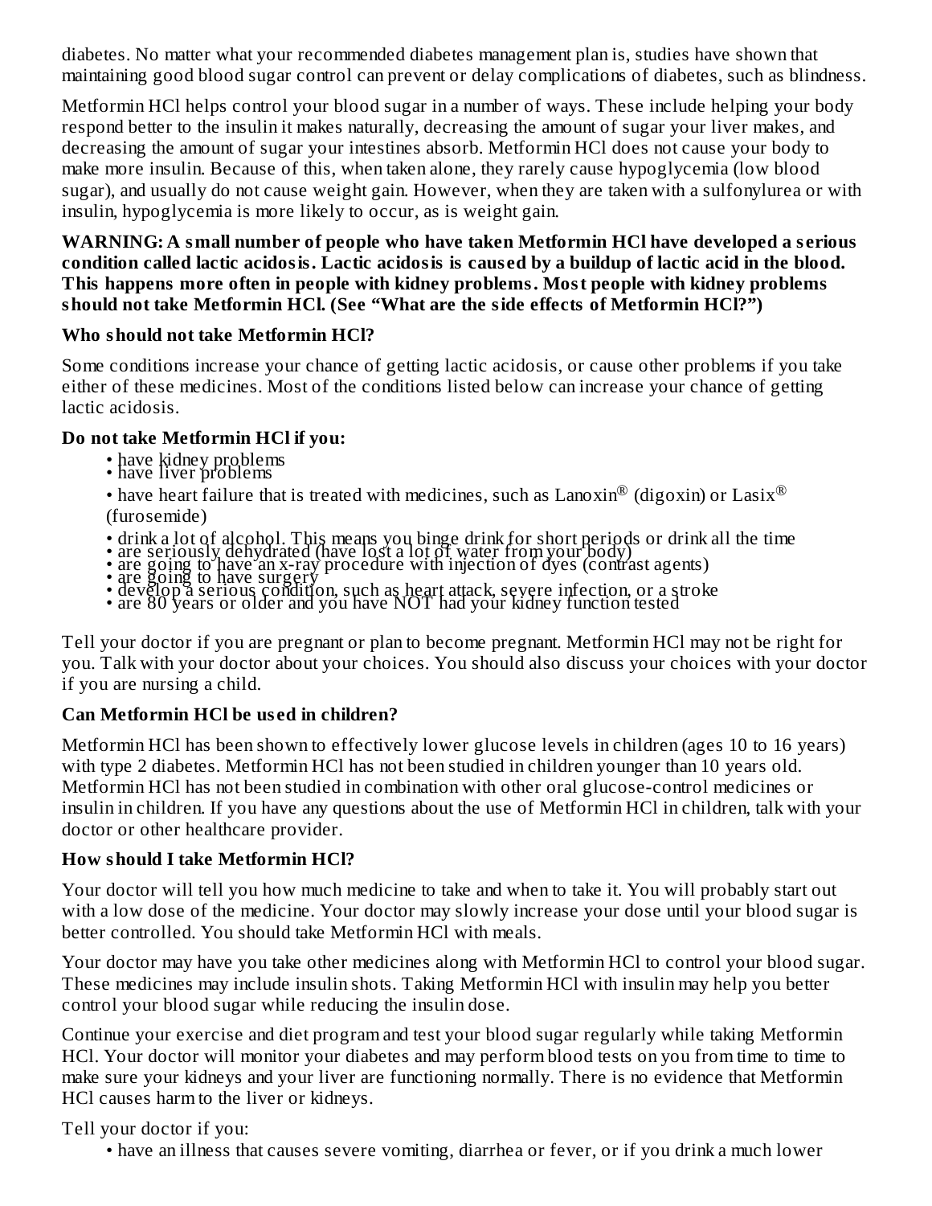diabetes. No matter what your recommended diabetes management plan is, studies have shown that maintaining good blood sugar control can prevent or delay complications of diabetes, such as blindness.

Metformin HCl helps control your blood sugar in a number of ways. These include helping your body respond better to the insulin it makes naturally, decreasing the amount of sugar your liver makes, and decreasing the amount of sugar your intestines absorb. Metformin HCl does not cause your body to make more insulin. Because of this, when taken alone, they rarely cause hypoglycemia (low blood sugar), and usually do not cause weight gain. However, when they are taken with a sulfonylurea or with insulin, hypoglycemia is more likely to occur, as is weight gain.

**WARNING: A small number of people who have taken Metformin HCl have developed a serious condition called lactic acidosis. Lactic acidosis is caused by a buildup of lactic acid in the blood. This happens more often in people with kidney problems. Most people with kidney problems should not take Metformin HCl. (See "What are the side effects of Metformin HCl?")**

**Who should not take Metformin HCl?**

Some conditions increase your chance of getting lactic acidosis, or cause other problems if you take either of these medicines. Most of the conditions listed below can increase your chance of getting lactic acidosis.

**Do not take Metformin HCl if you:**

- have kidney problems
- have liver problems
- have heart failure that is treated with medicines, such as Lanoxin® (digoxin) or Lasix® (furosemide)
- drink a lot of alcohol. This means you binge drink for short periods or drink all the time
- are seriously dehydrated (have lost a lot of water from your body)
- are going to have an x-ray procedure with injection of dyes (contrast agents)
- are going to have surgery
- develop a serious condition, such as heart attack, severe infection, or a stroke
- are 80 years or older and you have NOT had your kidney function tested

Tell your doctor if you are pregnant or plan to become pregnant. Metformin HCl may not be right for you. Talk with your doctor about your choices. You should also discuss your choices with your doctor if you are nursing a child.

**Can Metformin HCl be used in children?**

Metformin HCl has been shown to effectively lower glucose levels in children (ages 10 to 16 years) with type 2 diabetes. Metformin HCl has not been studied in children younger than 10 years old. Metformin HCl has not been studied in combination with other oral glucose-control medicines or insulin in children. If you have any questions about the use of Metformin HCl in children, talk with your doctor or other healthcare provider.

**How should I take Metformin HCl?**

Your doctor will tell you how much medicine to take and when to take it. You will probably start out with a low dose of the medicine. Your doctor may slowly increase your dose until your blood sugar is better controlled. You should take Metformin HCl with meals.

Your doctor may have you take other medicines along with Metformin HCl to control your blood sugar. These medicines may include insulin shots. Taking Metformin HCl with insulin may help you better control your blood sugar while reducing the insulin dose.

Continue your exercise and diet program and test your blood sugar regularly while taking Metformin HCl. Your doctor will monitor your diabetes and may perform blood tests on you from time to time to make sure your kidneys and your liver are functioning normally. There is no evidence that Metformin HCl causes harm to the liver or kidneys.

Tell your doctor if you:

- have an illness that causes severe vomiting, diarrhea or fever, or if you drink a much lower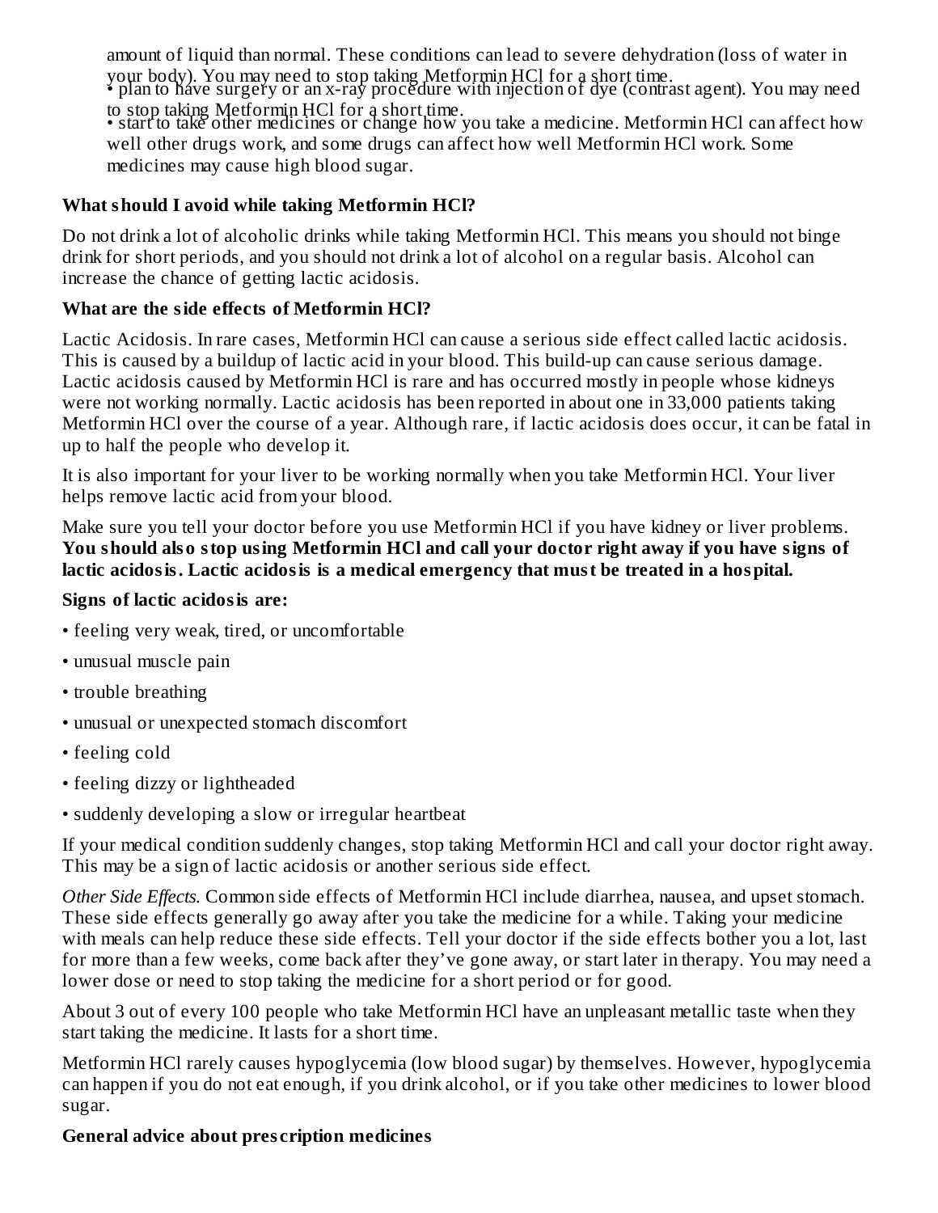amount of liquid than normal. These conditions can lead to severe dehydration (loss of water in your body). You may need to stop taking Metformin HCl for a short time.

- plan to have surgery or an x-ray procedure with injection of dye (contrast agent). You may need to stop taking Metformin HCl for a short time.
- start to take other medicines or change how you take a medicine. Metformin HCl can affect how well other drugs work, and some drugs can affect how well Metformin HCl work. Some medicines may cause high blood sugar.

**What should I avoid while taking Metformin HCl?**

Do not drink a lot of alcoholic drinks while taking Metformin HCl. This means you should not binge drink for short periods, and you should not drink a lot of alcohol on a regular basis. Alcohol can increase the chance of getting lactic acidosis.

**What are the side effects of Metformin HCl?**

Lactic Acidosis. In rare cases, Metformin HCl can cause a serious side effect called lactic acidosis. This is caused by a buildup of lactic acid in your blood. This build-up can cause serious damage. Lactic acidosis caused by Metformin HCl is rare and has occurred mostly in people whose kidneys were not working normally. Lactic acidosis has been reported in about one in 33,000 patients taking Metformin HCl over the course of a year. Although rare, if lactic acidosis does occur, it can be fatal in up to half the people who develop it.

It is also important for your liver to be working normally when you take Metformin HCl. Your liver helps remove lactic acid from your blood.

Make sure you tell your doctor before you use Metformin HCl if you have kidney or liver problems. **You should also stop using Metformin HCl and call your doctor right away if you have signs of lactic acidosis. Lactic acidosis is a medical emergency that must be treated in a hospital.**

**Signs of lactic acidosis are:**

- feeling very weak, tired, or uncomfortable
- unusual muscle pain
- trouble breathing
- unusual or unexpected stomach discomfort
- feeling cold
- feeling dizzy or lightheaded
- suddenly developing a slow or irregular heartbeat

If your medical condition suddenly changes, stop taking Metformin HCl and call your doctor right away. This may be a sign of lactic acidosis or another serious side effect.

*Other Side Effects.* Common side effects of Metformin HCl include diarrhea, nausea, and upset stomach. These side effects generally go away after you take the medicine for a while. Taking your medicine with meals can help reduce these side effects. Tell your doctor if the side effects bother you a lot, last for more than a few weeks, come back after they've gone away, or start later in therapy. You may need a lower dose or need to stop taking the medicine for a short period or for good.

About 3 out of every 100 people who take Metformin HCl have an unpleasant metallic taste when they start taking the medicine. It lasts for a short time.

Metformin HCl rarely causes hypoglycemia (low blood sugar) by themselves. However, hypoglycemia can happen if you do not eat enough, if you drink alcohol, or if you take other medicines to lower blood sugar.

**General advice about prescription medicines**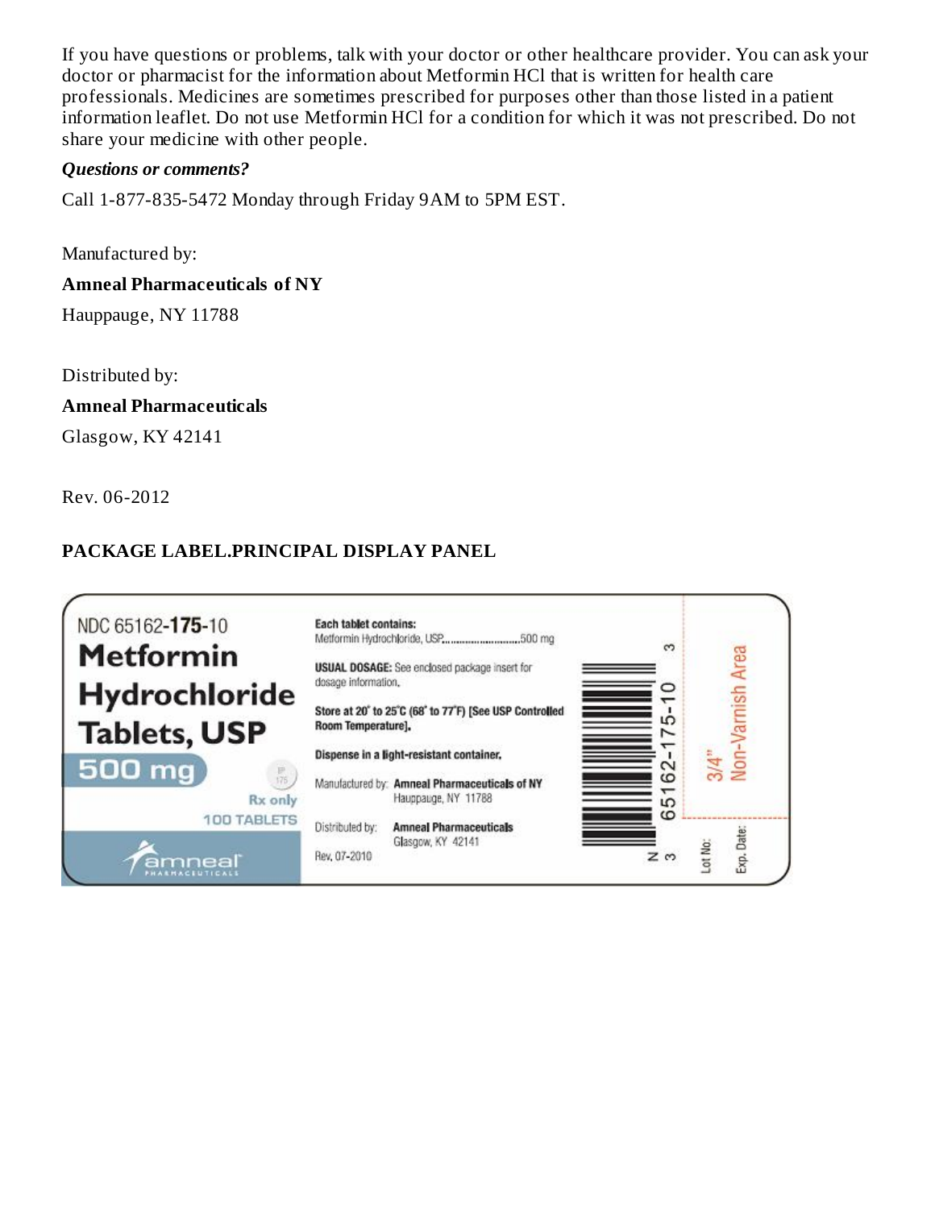If you have questions or problems, talk with your doctor or other healthcare provider. You can ask your doctor or pharmacist for the information about Metformin HCl that is written for health care professionals. Medicines are sometimes prescribed for purposes other than those listed in a patient information leaflet. Do not use Metformin HCl for a condition for which it was not prescribed. Do not share your medicine with other people.

***Questions or comments?***

Call 1-877-835-5472 Monday through Friday 9AM to 5PM EST.

Manufactured by:

**Amneal Pharmaceuticals of NY**

Hauppauge, NY 11788

Distributed by:

**Amneal Pharmaceuticals**

Glasgow, KY 42141

Rev. 06-2012

## PACKAGE LABEL.PRINCIPAL DISPLAY PANEL

NDC 65162-**175**-10

**Metformin Hydrochloride Tablets, USP**

**500 mg**

Rx only

100 TABLETS

amneal PHARMACEUTICALS

**Each tablet contains:**
Metformin Hydrochloride, USP........................500 mg

**USUAL DOSAGE:** See enclosed package insert for dosage information.

**Store at 20° to 25°C (68° to 77°F) [See USP Controlled Room Temperature].**

**Dispense in a light-resistant container.**

Manufactured by: **Amneal Pharmaceuticals of NY**
Hauppauge, NY 11788

Distributed by: **Amneal Pharmaceuticals**
Glasgow, KY 42141

Rev. 07-2010

N 3 65162-175-10 3

3/4" Non-Varnish Area

Lot No:

Exp. Date: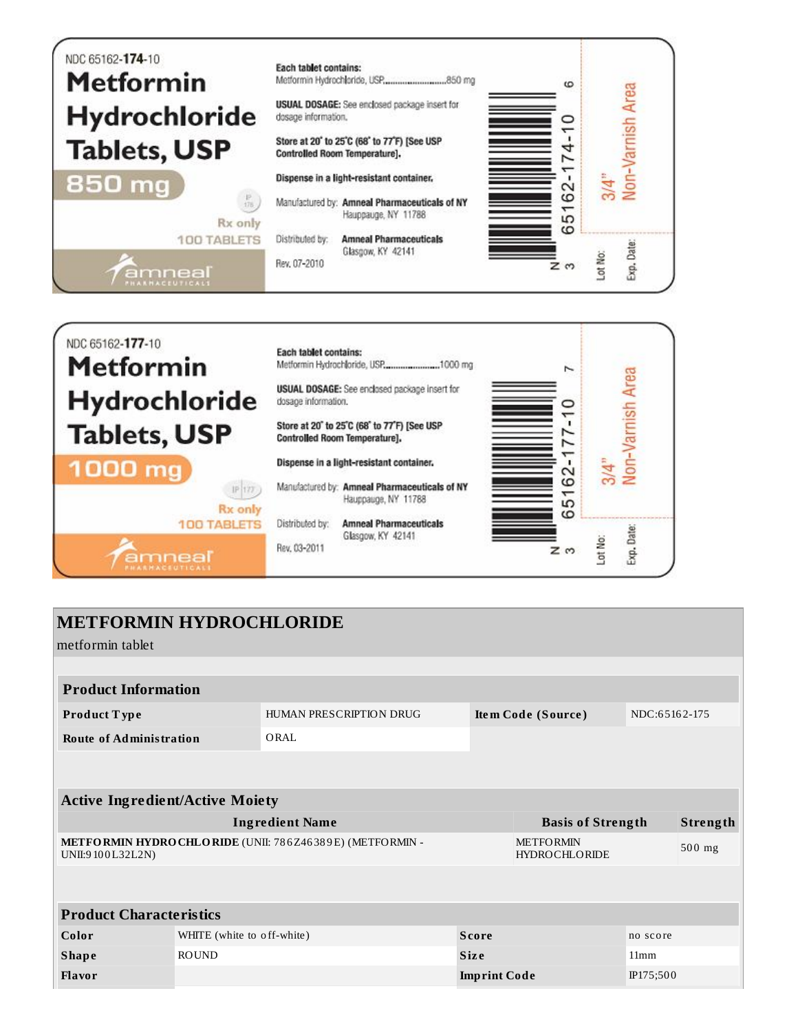NDC 65162-**174**-10

# Metformin Hydrochloride Tablets, USP

**850 mg**

Rx only

100 TABLETS

amneal PHARMACEUTICALS

**Each tablet contains:**
Metformin Hydrochloride, USP..........................850 mg

**USUAL DOSAGE:** See enclosed package insert for dosage information.

**Store at 20° to 25°C (68° to 77°F) [See USP Controlled Room Temperature].**

**Dispense in a light-resistant container.**

Manufactured by: **Amneal Pharmaceuticals of NY**
Hauppauge, NY 11788

Distributed by: **Amneal Pharmaceuticals**
Glasgow, KY 42141

Rev. 07-2010

N 3 65162-174-10 6

3/4" Non-Varnish Area

Lot No:

Exp. Date:

---

NDC 65162-**177**-10

# Metformin Hydrochloride Tablets, USP

**1000 mg**

Rx only

100 TABLETS

amneal PHARMACEUTICALS

**Each tablet contains:**
Metformin Hydrochloride, USP..........................1000 mg

**USUAL DOSAGE:** See enclosed package insert for dosage information.

**Store at 20° to 25°C (68° to 77°F) [See USP Controlled Room Temperature].**

**Dispense in a light-resistant container.**

Manufactured by: **Amneal Pharmaceuticals of NY**
Hauppauge, NY 11788

Distributed by: **Amneal Pharmaceuticals**
Glasgow, KY 42141

Rev. 03-2011

N 3 65162-177-10 7

3/4" Non-Varnish Area

Lot No:

Exp. Date:

---

## METFORMIN HYDROCHLORIDE

metformin tablet

| Product Information | | | |
|---|---|---|---|
| **Product Type** | HUMAN PRESCRIPTION DRUG | **Item Code (Source)** | NDC:65162-175 |
| **Route of Administration** | ORAL | | |

| Active Ingredient/Active Moiety | | |
|---|---|---|
| **Ingredient Name** | **Basis of Strength** | **Strength** |
| **METFORMIN HYDROCHLORIDE** (UNII: 786Z46389E) (METFORMIN - UNII:9100L32L2N) | METFORMIN HYDROCHLORIDE | 500 mg |

| Product Characteristics | | | |
|---|---|---|---|
| **Color** | WHITE (white to off-white) | **Score** | no score |
| **Shape** | ROUND | **Size** | 11mm |
| **Flavor** | | **Imprint Code** | IP175;500 |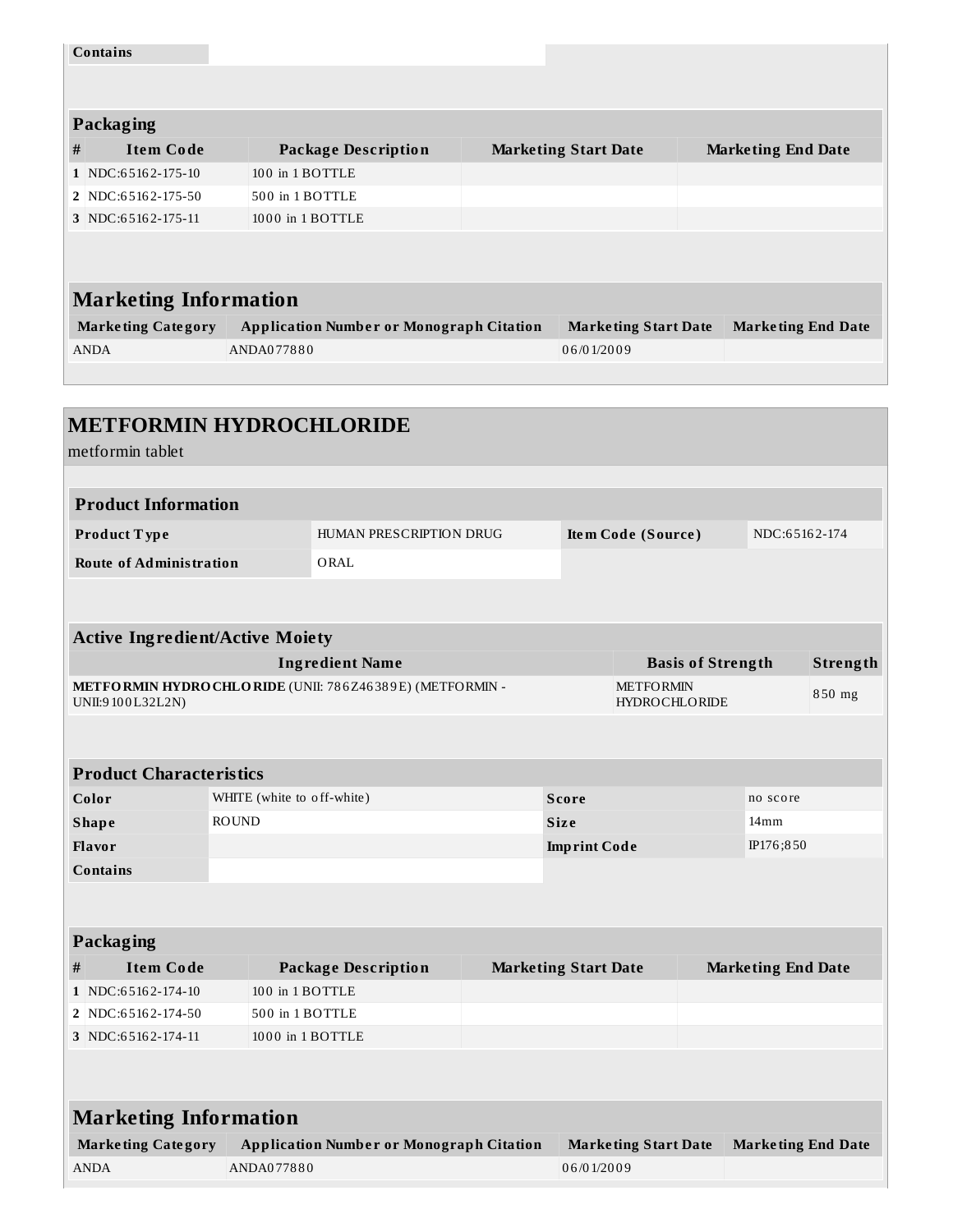| Contains | |
|---|---|

| Packaging | | | | |
|---|---|---|---|---|
| # | Item Code | Package Description | Marketing Start Date | Marketing End Date |
| 1 | NDC:65162-175-10 | 100 in 1 BOTTLE | | |
| 2 | NDC:65162-175-50 | 500 in 1 BOTTLE | | |
| 3 | NDC:65162-175-11 | 1000 in 1 BOTTLE | | |

| Marketing Information | | | |
|---|---|---|---|
| Marketing Category | Application Number or Monograph Citation | Marketing Start Date | Marketing End Date |
| ANDA | ANDA077880 | 06/01/2009 | |

## METFORMIN HYDROCHLORIDE

metformin tablet

| Product Information | | | |
|---|---|---|---|
| Product Type | HUMAN PRESCRIPTION DRUG | Item Code (Source) | NDC:65162-174 |
| Route of Administration | ORAL | | |

| Active Ingredient/Active Moiety | | |
|---|---|---|
| Ingredient Name | Basis of Strength | Strength |
| **METFORMIN HYDROCHLORIDE** (UNII: 786Z46389E) (METFORMIN - UNII:9100L32L2N) | METFORMIN HYDROCHLORIDE | 850 mg |

| Product Characteristics | | | |
|---|---|---|---|
| Color | WHITE (white to off-white) | Score | no score |
| Shape | ROUND | Size | 14mm |
| Flavor | | Imprint Code | IP176;850 |
| Contains | | | |

| Packaging | | | | |
|---|---|---|---|---|
| # | Item Code | Package Description | Marketing Start Date | Marketing End Date |
| 1 | NDC:65162-174-10 | 100 in 1 BOTTLE | | |
| 2 | NDC:65162-174-50 | 500 in 1 BOTTLE | | |
| 3 | NDC:65162-174-11 | 1000 in 1 BOTTLE | | |

| Marketing Information | | | |
|---|---|---|---|
| Marketing Category | Application Number or Monograph Citation | Marketing Start Date | Marketing End Date |
| ANDA | ANDA077880 | 06/01/2009 | |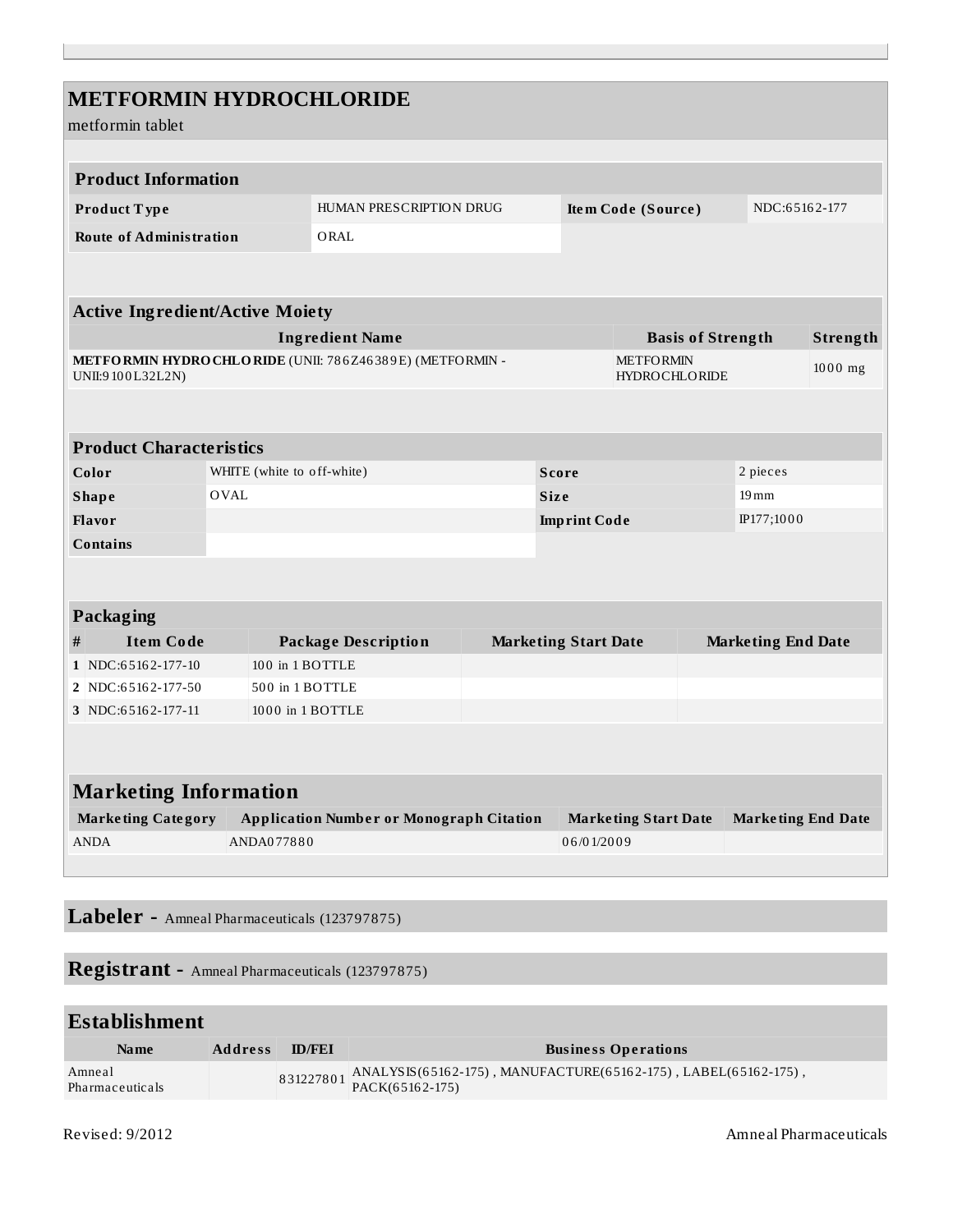# METFORMIN HYDROCHLORIDE

metformin tablet

### Product Information

| | | | |
|---|---|---|---|
| **Product Type** | HUMAN PRESCRIPTION DRUG | **Item Code (Source)** | NDC:65162-177 |
| **Route of Administration** | ORAL | | |

### Active Ingredient/Active Moiety

| Ingredient Name | Basis of Strength | Strength |
|---|---|---|
| **METFORMIN HYDROCHLORIDE** (UNII: 786Z46389E) (METFORMIN - UNII:9100L32L2N) | METFORMIN HYDROCHLORIDE | 1000 mg |

### Product Characteristics

| | | | |
|---|---|---|---|
| **Color** | WHITE (white to off-white) | **Score** | 2 pieces |
| **Shape** | OVAL | **Size** | 19mm |
| **Flavor** | | **Imprint Code** | IP177;1000 |
| **Contains** | | | |

### Packaging

| # | Item Code | Package Description | Marketing Start Date | Marketing End Date |
|---|---|---|---|---|
| 1 | NDC:65162-177-10 | 100 in 1 BOTTLE | | |
| 2 | NDC:65162-177-50 | 500 in 1 BOTTLE | | |
| 3 | NDC:65162-177-11 | 1000 in 1 BOTTLE | | |

### Marketing Information

| Marketing Category | Application Number or Monograph Citation | Marketing Start Date | Marketing End Date |
|---|---|---|---|
| ANDA | ANDA077880 | 06/01/2009 | |

## Labeler - Amneal Pharmaceuticals (123797875)

## Registrant - Amneal Pharmaceuticals (123797875)

## Establishment

| Name | Address | ID/FEI | Business Operations |
|---|---|---|---|
| Amneal Pharmaceuticals | | 831227801 | ANALYSIS(65162-175) , MANUFACTURE(65162-175) , LABEL(65162-175) , PACK(65162-175) |

Revised: 9/2012

Amneal Pharmaceuticals